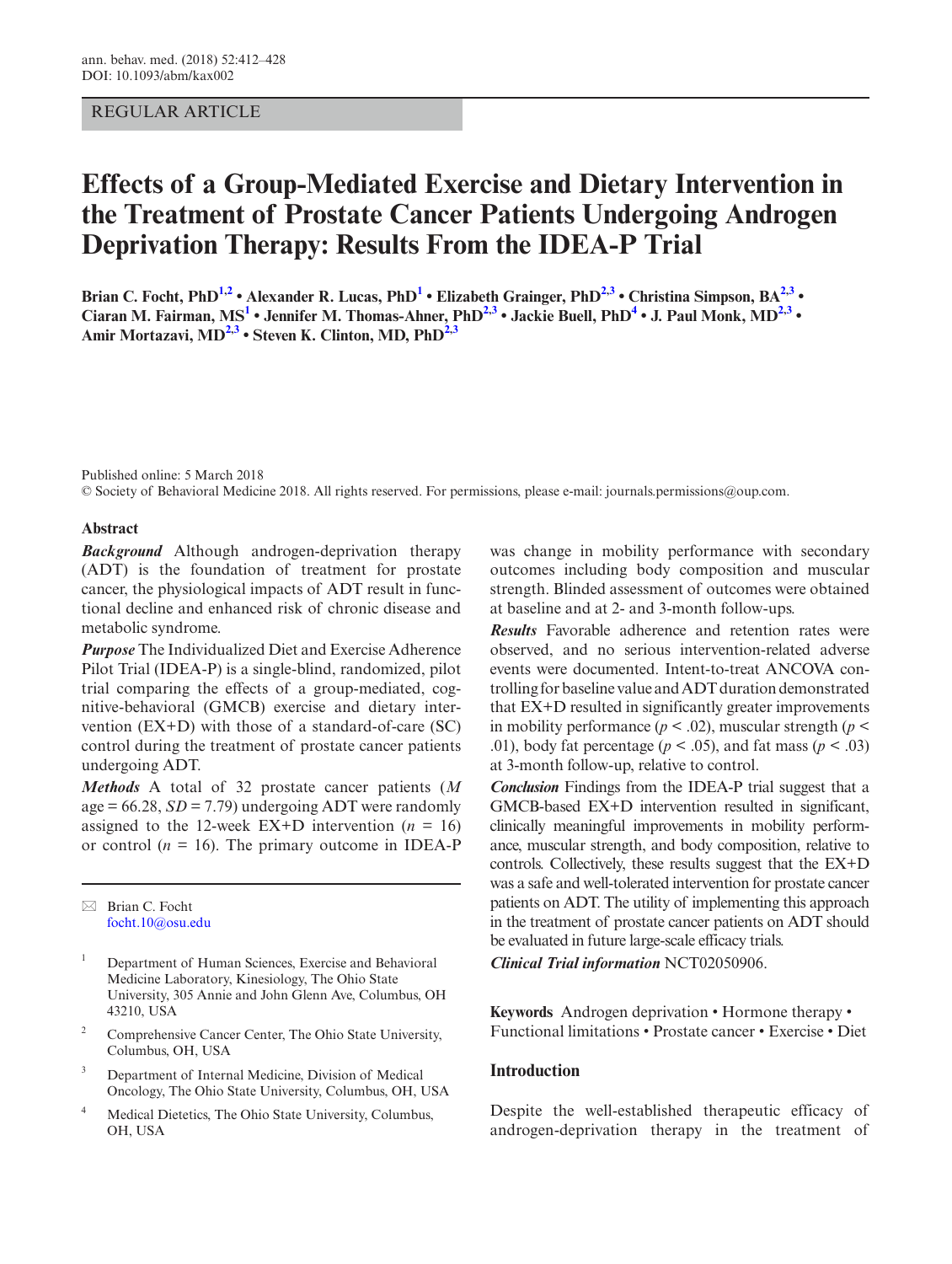REGULAR ARTICLE

# Effects of a Group-Mediated Exercise and Dietary Intervention in the Treatment of Prostate Cancer Patients Undergoing Androgen Deprivation Therapy: Results From the IDEA-P Trial

**Brian C. Focht, PhD[1,2] • Alexander R. Lucas, PhD[1] • Elizabeth Grainger, PhD[2,3] • Christina Simpson, BA[2,3] • Ciaran M. Fairman, MS[1] • Jennifer M. Thomas-Ahner, PhD[2,3] • Jackie Buell, PhD[4] • J. Paul Monk, MD[2,3] • Amir Mortazavi, MD[2,3] • Steven K. Clinton, MD, PhD[2,3]**

Published online: 5 March 2018
© Society of Behavioral Medicine 2018. All rights reserved. For permissions, please e-mail: journals.permissions@oup.com.

## Abstract

***Background*** Although androgen-deprivation therapy (ADT) is the foundation of treatment for prostate cancer, the physiological impacts of ADT result in functional decline and enhanced risk of chronic disease and metabolic syndrome.

***Purpose*** The Individualized Diet and Exercise Adherence Pilot Trial (IDEA-P) is a single-blind, randomized, pilot trial comparing the effects of a group-mediated, cognitive-behavioral (GMCB) exercise and dietary intervention (EX+D) with those of a standard-of-care (SC) control during the treatment of prostate cancer patients undergoing ADT.

***Methods*** A total of 32 prostate cancer patients (*M* age = 66.28, *SD* = 7.79) undergoing ADT were randomly assigned to the 12-week EX+D intervention ($n$ = 16) or control ($n$ = 16). The primary outcome in IDEA-P was change in mobility performance with secondary outcomes including body composition and muscular strength. Blinded assessment of outcomes were obtained at baseline and at 2- and 3-month follow-ups.

***Results*** Favorable adherence and retention rates were observed, and no serious intervention-related adverse events were documented. Intent-to-treat ANCOVA controlling for baseline value and ADT duration demonstrated that EX+D resulted in significantly greater improvements in mobility performance ($p < .02$), muscular strength ($p < .01$), body fat percentage ($p < .05$), and fat mass ($p < .03$) at 3-month follow-up, relative to control.

***Conclusion*** Findings from the IDEA-P trial suggest that a GMCB-based EX+D intervention resulted in significant, clinically meaningful improvements in mobility performance, muscular strength, and body composition, relative to controls. Collectively, these results suggest that the EX+D was a safe and well-tolerated intervention for prostate cancer patients on ADT. The utility of implementing this approach in the treatment of prostate cancer patients on ADT should be evaluated in future large-scale efficacy trials.

***Clinical Trial information*** NCT02050906.

**Keywords** Androgen deprivation • Hormone therapy • Functional limitations • Prostate cancer • Exercise • Diet

✉ Brian C. Focht
focht.10@osu.edu

1 Department of Human Sciences, Exercise and Behavioral Medicine Laboratory, Kinesiology, The Ohio State University, 305 Annie and John Glenn Ave, Columbus, OH 43210, USA

2 Comprehensive Cancer Center, The Ohio State University, Columbus, OH, USA

3 Department of Internal Medicine, Division of Medical Oncology, The Ohio State University, Columbus, OH, USA

4 Medical Dietetics, The Ohio State University, Columbus, OH, USA

## Introduction

Despite the well-established therapeutic efficacy of androgen-deprivation therapy in the treatment of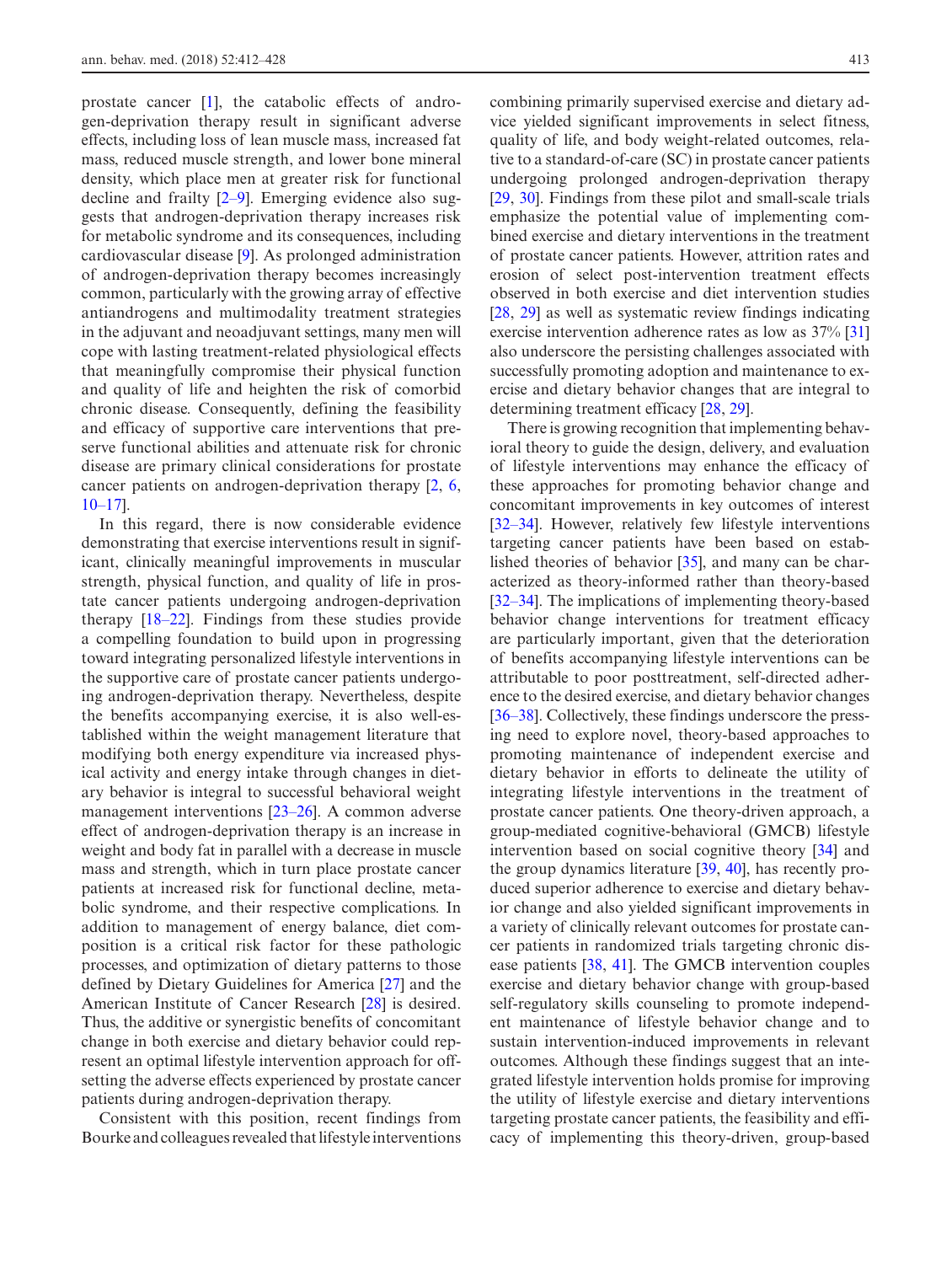prostate cancer [1], the catabolic effects of androgen-deprivation therapy result in significant adverse effects, including loss of lean muscle mass, increased fat mass, reduced muscle strength, and lower bone mineral density, which place men at greater risk for functional decline and frailty [2–9]. Emerging evidence also suggests that androgen-deprivation therapy increases risk for metabolic syndrome and its consequences, including cardiovascular disease [9]. As prolonged administration of androgen-deprivation therapy becomes increasingly common, particularly with the growing array of effective antiandrogens and multimodality treatment strategies in the adjuvant and neoadjuvant settings, many men will cope with lasting treatment-related physiological effects that meaningfully compromise their physical function and quality of life and heighten the risk of comorbid chronic disease. Consequently, defining the feasibility and efficacy of supportive care interventions that preserve functional abilities and attenuate risk for chronic disease are primary clinical considerations for prostate cancer patients on androgen-deprivation therapy [2, 6, 10–17].

In this regard, there is now considerable evidence demonstrating that exercise interventions result in significant, clinically meaningful improvements in muscular strength, physical function, and quality of life in prostate cancer patients undergoing androgen-deprivation therapy [18–22]. Findings from these studies provide a compelling foundation to build upon in progressing toward integrating personalized lifestyle interventions in the supportive care of prostate cancer patients undergoing androgen-deprivation therapy. Nevertheless, despite the benefits accompanying exercise, it is also well-established within the weight management literature that modifying both energy expenditure via increased physical activity and energy intake through changes in dietary behavior is integral to successful behavioral weight management interventions [23–26]. A common adverse effect of androgen-deprivation therapy is an increase in weight and body fat in parallel with a decrease in muscle mass and strength, which in turn place prostate cancer patients at increased risk for functional decline, metabolic syndrome, and their respective complications. In addition to management of energy balance, diet composition is a critical risk factor for these pathologic processes, and optimization of dietary patterns to those defined by Dietary Guidelines for America [27] and the American Institute of Cancer Research [28] is desired. Thus, the additive or synergistic benefits of concomitant change in both exercise and dietary behavior could represent an optimal lifestyle intervention approach for offsetting the adverse effects experienced by prostate cancer patients during androgen-deprivation therapy.

Consistent with this position, recent findings from Bourke and colleagues revealed that lifestyle interventions combining primarily supervised exercise and dietary advice yielded significant improvements in select fitness, quality of life, and body weight-related outcomes, relative to a standard-of-care (SC) in prostate cancer patients undergoing prolonged androgen-deprivation therapy [29, 30]. Findings from these pilot and small-scale trials emphasize the potential value of implementing combined exercise and dietary interventions in the treatment of prostate cancer patients. However, attrition rates and erosion of select post-intervention treatment effects observed in both exercise and diet intervention studies [28, 29] as well as systematic review findings indicating exercise intervention adherence rates as low as 37% [31] also underscore the persisting challenges associated with successfully promoting adoption and maintenance to exercise and dietary behavior changes that are integral to determining treatment efficacy [28, 29].

There is growing recognition that implementing behavioral theory to guide the design, delivery, and evaluation of lifestyle interventions may enhance the efficacy of these approaches for promoting behavior change and concomitant improvements in key outcomes of interest [32–34]. However, relatively few lifestyle interventions targeting cancer patients have been based on established theories of behavior [35], and many can be characterized as theory-informed rather than theory-based [32–34]. The implications of implementing theory-based behavior change interventions for treatment efficacy are particularly important, given that the deterioration of benefits accompanying lifestyle interventions can be attributable to poor posttreatment, self-directed adherence to the desired exercise, and dietary behavior changes [36–38]. Collectively, these findings underscore the pressing need to explore novel, theory-based approaches to promoting maintenance of independent exercise and dietary behavior in efforts to delineate the utility of integrating lifestyle interventions in the treatment of prostate cancer patients. One theory-driven approach, a group-mediated cognitive-behavioral (GMCB) lifestyle intervention based on social cognitive theory [34] and the group dynamics literature [39, 40], has recently produced superior adherence to exercise and dietary behavior change and also yielded significant improvements in a variety of clinically relevant outcomes for prostate cancer patients in randomized trials targeting chronic disease patients [38, 41]. The GMCB intervention couples exercise and dietary behavior change with group-based self-regulatory skills counseling to promote independent maintenance of lifestyle behavior change and to sustain intervention-induced improvements in relevant outcomes. Although these findings suggest that an integrated lifestyle intervention holds promise for improving the utility of lifestyle exercise and dietary interventions targeting prostate cancer patients, the feasibility and efficacy of implementing this theory-driven, group-based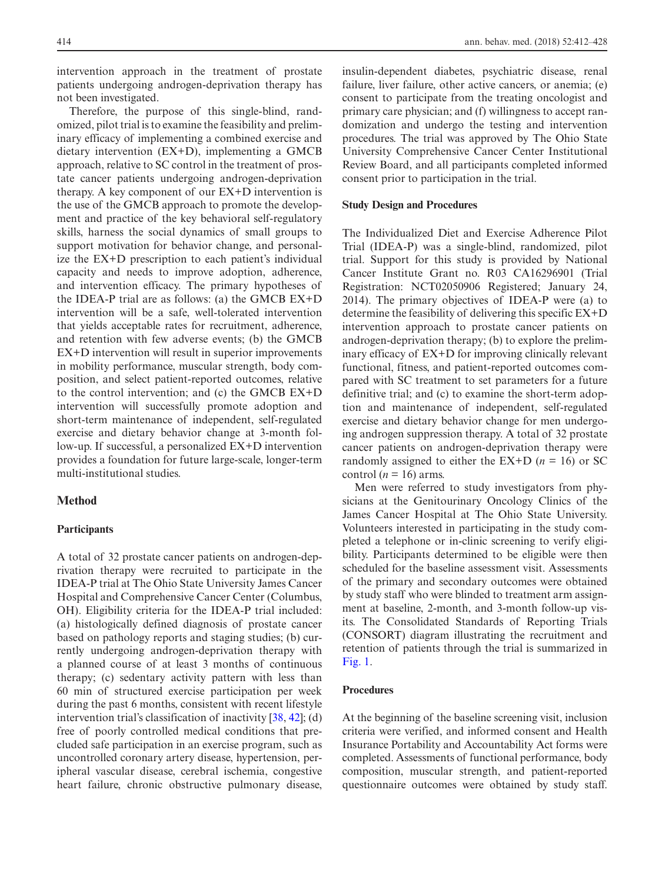intervention approach in the treatment of prostate patients undergoing androgen-deprivation therapy has not been investigated.

Therefore, the purpose of this single-blind, randomized, pilot trial is to examine the feasibility and preliminary efficacy of implementing a combined exercise and dietary intervention (EX+D), implementing a GMCB approach, relative to SC control in the treatment of prostate cancer patients undergoing androgen-deprivation therapy. A key component of our EX+D intervention is the use of the GMCB approach to promote the development and practice of the key behavioral self-regulatory skills, harness the social dynamics of small groups to support motivation for behavior change, and personalize the EX+D prescription to each patient's individual capacity and needs to improve adoption, adherence, and intervention efficacy. The primary hypotheses of the IDEA-P trial are as follows: (a) the GMCB EX+D intervention will be a safe, well-tolerated intervention that yields acceptable rates for recruitment, adherence, and retention with few adverse events; (b) the GMCB EX+D intervention will result in superior improvements in mobility performance, muscular strength, body composition, and select patient-reported outcomes, relative to the control intervention; and (c) the GMCB EX+D intervention will successfully promote adoption and short-term maintenance of independent, self-regulated exercise and dietary behavior change at 3-month follow-up. If successful, a personalized EX+D intervention provides a foundation for future large-scale, longer-term multi-institutional studies.

## Method

### Participants

A total of 32 prostate cancer patients on androgen-deprivation therapy were recruited to participate in the IDEA-P trial at The Ohio State University James Cancer Hospital and Comprehensive Cancer Center (Columbus, OH). Eligibility criteria for the IDEA-P trial included: (a) histologically defined diagnosis of prostate cancer based on pathology reports and staging studies; (b) currently undergoing androgen-deprivation therapy with a planned course of at least 3 months of continuous therapy; (c) sedentary activity pattern with less than 60 min of structured exercise participation per week during the past 6 months, consistent with recent lifestyle intervention trial's classification of inactivity [38, 42]; (d) free of poorly controlled medical conditions that precluded safe participation in an exercise program, such as uncontrolled coronary artery disease, hypertension, peripheral vascular disease, cerebral ischemia, congestive heart failure, chronic obstructive pulmonary disease, insulin-dependent diabetes, psychiatric disease, renal failure, liver failure, other active cancers, or anemia; (e) consent to participate from the treating oncologist and primary care physician; and (f) willingness to accept randomization and undergo the testing and intervention procedures. The trial was approved by The Ohio State University Comprehensive Cancer Center Institutional Review Board, and all participants completed informed consent prior to participation in the trial.

### Study Design and Procedures

The Individualized Diet and Exercise Adherence Pilot Trial (IDEA-P) was a single-blind, randomized, pilot trial. Support for this study is provided by National Cancer Institute Grant no. R03 CA16296901 (Trial Registration: NCT02050906 Registered; January 24, 2014). The primary objectives of IDEA-P were (a) to determine the feasibility of delivering this specific EX+D intervention approach to prostate cancer patients on androgen-deprivation therapy; (b) to explore the preliminary efficacy of EX+D for improving clinically relevant functional, fitness, and patient-reported outcomes compared with SC treatment to set parameters for a future definitive trial; and (c) to examine the short-term adoption and maintenance of independent, self-regulated exercise and dietary behavior change for men undergoing androgen suppression therapy. A total of 32 prostate cancer patients on androgen-deprivation therapy were randomly assigned to either the EX+D (*n* = 16) or SC control (*n* = 16) arms.

Men were referred to study investigators from physicians at the Genitourinary Oncology Clinics of the James Cancer Hospital at The Ohio State University. Volunteers interested in participating in the study completed a telephone or in-clinic screening to verify eligibility. Participants determined to be eligible were then scheduled for the baseline assessment visit. Assessments of the primary and secondary outcomes were obtained by study staff who were blinded to treatment arm assignment at baseline, 2-month, and 3-month follow-up visits. The Consolidated Standards of Reporting Trials (CONSORT) diagram illustrating the recruitment and retention of patients through the trial is summarized in Fig. 1.

### Procedures

At the beginning of the baseline screening visit, inclusion criteria were verified, and informed consent and Health Insurance Portability and Accountability Act forms were completed. Assessments of functional performance, body composition, muscular strength, and patient-reported questionnaire outcomes were obtained by study staff.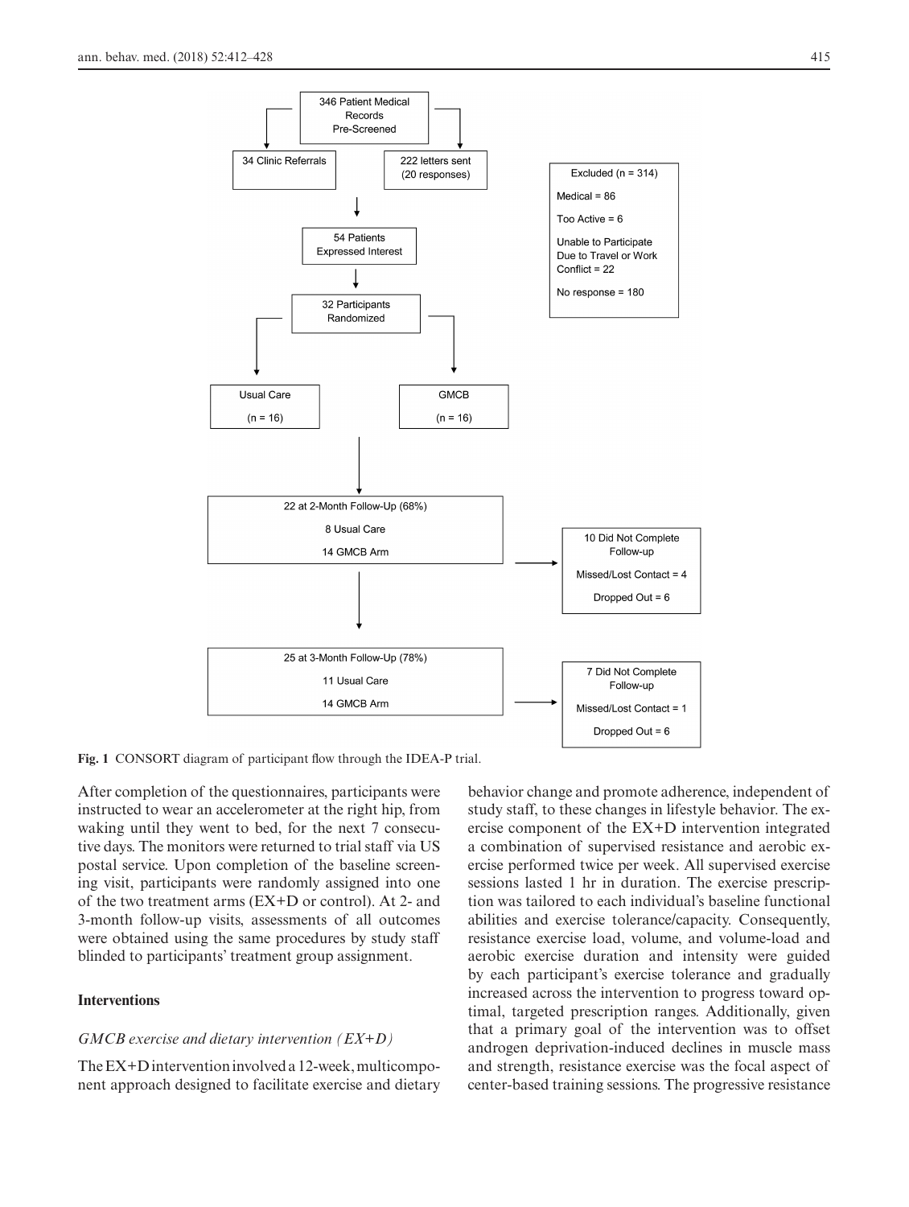346 Patient Medical Records Pre-Screened

34 Clinic Referrals

222 letters sent (20 responses)

54 Patients Expressed Interest

32 Participants Randomized

Excluded (n = 314)

Medical = 86

Too Active = 6

Unable to Participate Due to Travel or Work Conflict = 22

No response = 180

Usual Care (n = 16)

GMCB (n = 16)

22 at 2-Month Follow-Up (68%)

8 Usual Care

14 GMCB Arm

10 Did Not Complete Follow-up

Missed/Lost Contact = 4

Dropped Out = 6

25 at 3-Month Follow-Up (78%)

11 Usual Care

14 GMCB Arm

7 Did Not Complete Follow-up

Missed/Lost Contact = 1

Dropped Out = 6

**Fig. 1** CONSORT diagram of participant flow through the IDEA-P trial.

After completion of the questionnaires, participants were instructed to wear an accelerometer at the right hip, from waking until they went to bed, for the next 7 consecutive days. The monitors were returned to trial staff via US postal service. Upon completion of the baseline screening visit, participants were randomly assigned into one of the two treatment arms (EX+D or control). At 2- and 3-month follow-up visits, assessments of all outcomes were obtained using the same procedures by study staff blinded to participants' treatment group assignment.

## Interventions

### *GMCB exercise and dietary intervention (EX+D)*

The EX+D intervention involved a 12-week, multicomponent approach designed to facilitate exercise and dietary behavior change and promote adherence, independent of study staff, to these changes in lifestyle behavior. The exercise component of the EX+D intervention integrated a combination of supervised resistance and aerobic exercise performed twice per week. All supervised exercise sessions lasted 1 hr in duration. The exercise prescription was tailored to each individual's baseline functional abilities and exercise tolerance/capacity. Consequently, resistance exercise load, volume, and volume-load and aerobic exercise duration and intensity were guided by each participant's exercise tolerance and gradually increased across the intervention to progress toward optimal, targeted prescription ranges. Additionally, given that a primary goal of the intervention was to offset androgen deprivation-induced declines in muscle mass and strength, resistance exercise was the focal aspect of center-based training sessions. The progressive resistance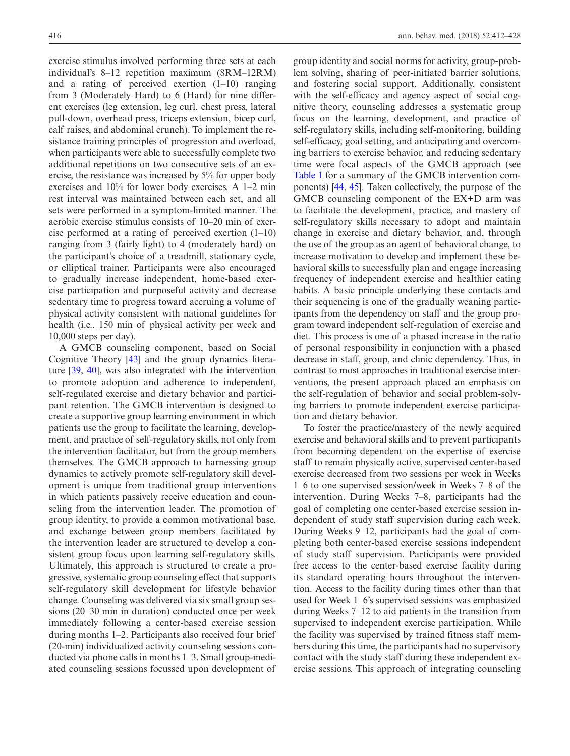exercise stimulus involved performing three sets at each individual's 8–12 repetition maximum (8RM–12RM) and a rating of perceived exertion (1–10) ranging from 3 (Moderately Hard) to 6 (Hard) for nine different exercises (leg extension, leg curl, chest press, lateral pull-down, overhead press, triceps extension, bicep curl, calf raises, and abdominal crunch). To implement the resistance training principles of progression and overload, when participants were able to successfully complete two additional repetitions on two consecutive sets of an exercise, the resistance was increased by 5% for upper body exercises and 10% for lower body exercises. A 1–2 min rest interval was maintained between each set, and all sets were performed in a symptom-limited manner. The aerobic exercise stimulus consists of 10–20 min of exercise performed at a rating of perceived exertion (1–10) ranging from 3 (fairly light) to 4 (moderately hard) on the participant's choice of a treadmill, stationary cycle, or elliptical trainer. Participants were also encouraged to gradually increase independent, home-based exercise participation and purposeful activity and decrease sedentary time to progress toward accruing a volume of physical activity consistent with national guidelines for health (i.e., 150 min of physical activity per week and 10,000 steps per day).

A GMCB counseling component, based on Social Cognitive Theory [43] and the group dynamics literature [39, 40], was also integrated with the intervention to promote adoption and adherence to independent, self-regulated exercise and dietary behavior and participant retention. The GMCB intervention is designed to create a supportive group learning environment in which patients use the group to facilitate the learning, development, and practice of self-regulatory skills, not only from the intervention facilitator, but from the group members themselves. The GMCB approach to harnessing group dynamics to actively promote self-regulatory skill development is unique from traditional group interventions in which patients passively receive education and counseling from the intervention leader. The promotion of group identity, to provide a common motivational base, and exchange between group members facilitated by the intervention leader are structured to develop a consistent group focus upon learning self-regulatory skills. Ultimately, this approach is structured to create a progressive, systematic group counseling effect that supports self-regulatory skill development for lifestyle behavior change. Counseling was delivered via six small group sessions (20–30 min in duration) conducted once per week immediately following a center-based exercise session during months 1–2. Participants also received four brief (20-min) individualized activity counseling sessions conducted via phone calls in months 1–3. Small group-mediated counseling sessions focussed upon development of group identity and social norms for activity, group-problem solving, sharing of peer-initiated barrier solutions, and fostering social support. Additionally, consistent with the self-efficacy and agency aspect of social cognitive theory, counseling addresses a systematic group focus on the learning, development, and practice of self-regulatory skills, including self-monitoring, building self-efficacy, goal setting, and anticipating and overcoming barriers to exercise behavior, and reducing sedentary time were focal aspects of the GMCB approach (see Table 1 for a summary of the GMCB intervention components) [44, 45]. Taken collectively, the purpose of the GMCB counseling component of the EX+D arm was to facilitate the development, practice, and mastery of self-regulatory skills necessary to adopt and maintain change in exercise and dietary behavior, and, through the use of the group as an agent of behavioral change, to increase motivation to develop and implement these behavioral skills to successfully plan and engage increasing frequency of independent exercise and healthier eating habits. A basic principle underlying these contacts and their sequencing is one of the gradually weaning participants from the dependency on staff and the group program toward independent self-regulation of exercise and diet. This process is one of a phased increase in the ratio of personal responsibility in conjunction with a phased decrease in staff, group, and clinic dependency. Thus, in contrast to most approaches in traditional exercise interventions, the present approach placed an emphasis on the self-regulation of behavior and social problem-solving barriers to promote independent exercise participation and dietary behavior.

To foster the practice/mastery of the newly acquired exercise and behavioral skills and to prevent participants from becoming dependent on the expertise of exercise staff to remain physically active, supervised center-based exercise decreased from two sessions per week in Weeks 1–6 to one supervised session/week in Weeks 7–8 of the intervention. During Weeks 7–8, participants had the goal of completing one center-based exercise session independent of study staff supervision during each week. During Weeks 9–12, participants had the goal of completing both center-based exercise sessions independent of study staff supervision. Participants were provided free access to the center-based exercise facility during its standard operating hours throughout the intervention. Access to the facility during times other than that used for Week 1–6's supervised sessions was emphasized during Weeks 7–12 to aid patients in the transition from supervised to independent exercise participation. While the facility was supervised by trained fitness staff members during this time, the participants had no supervisory contact with the study staff during these independent exercise sessions. This approach of integrating counseling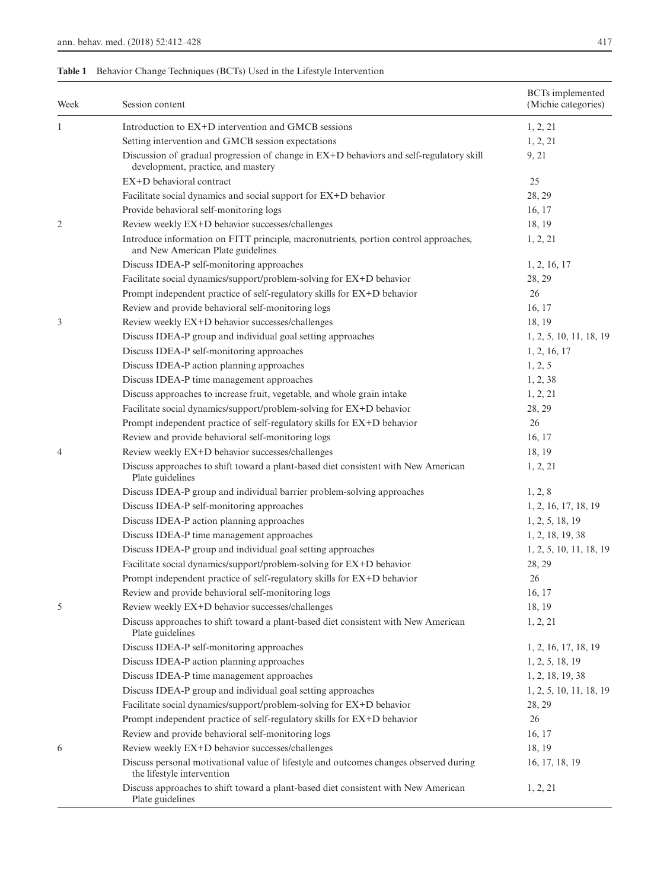**Table 1** Behavior Change Techniques (BCTs) Used in the Lifestyle Intervention

| Week | Session content | BCTs implemented (Michie categories) |
|---|---|---|
| 1 | Introduction to EX+D intervention and GMCB sessions | 1, 2, 21 |
| | Setting intervention and GMCB session expectations | 1, 2, 21 |
| | Discussion of gradual progression of change in EX+D behaviors and self-regulatory skill development, practice, and mastery | 9, 21 |
| | EX+D behavioral contract | 25 |
| | Facilitate social dynamics and social support for EX+D behavior | 28, 29 |
| | Provide behavioral self-monitoring logs | 16, 17 |
| 2 | Review weekly EX+D behavior successes/challenges | 18, 19 |
| | Introduce information on FITT principle, macronutrients, portion control approaches, and New American Plate guidelines | 1, 2, 21 |
| | Discuss IDEA-P self-monitoring approaches | 1, 2, 16, 17 |
| | Facilitate social dynamics/support/problem-solving for EX+D behavior | 28, 29 |
| | Prompt independent practice of self-regulatory skills for EX+D behavior | 26 |
| | Review and provide behavioral self-monitoring logs | 16, 17 |
| 3 | Review weekly EX+D behavior successes/challenges | 18, 19 |
| | Discuss IDEA-P group and individual goal setting approaches | 1, 2, 5, 10, 11, 18, 19 |
| | Discuss IDEA-P self-monitoring approaches | 1, 2, 16, 17 |
| | Discuss IDEA-P action planning approaches | 1, 2, 5 |
| | Discuss IDEA-P time management approaches | 1, 2, 38 |
| | Discuss approaches to increase fruit, vegetable, and whole grain intake | 1, 2, 21 |
| | Facilitate social dynamics/support/problem-solving for EX+D behavior | 28, 29 |
| | Prompt independent practice of self-regulatory skills for EX+D behavior | 26 |
| | Review and provide behavioral self-monitoring logs | 16, 17 |
| 4 | Review weekly EX+D behavior successes/challenges | 18, 19 |
| | Discuss approaches to shift toward a plant-based diet consistent with New American Plate guidelines | 1, 2, 21 |
| | Discuss IDEA-P group and individual barrier problem-solving approaches | 1, 2, 8 |
| | Discuss IDEA-P self-monitoring approaches | 1, 2, 16, 17, 18, 19 |
| | Discuss IDEA-P action planning approaches | 1, 2, 5, 18, 19 |
| | Discuss IDEA-P time management approaches | 1, 2, 18, 19, 38 |
| | Discuss IDEA-P group and individual goal setting approaches | 1, 2, 5, 10, 11, 18, 19 |
| | Facilitate social dynamics/support/problem-solving for EX+D behavior | 28, 29 |
| | Prompt independent practice of self-regulatory skills for EX+D behavior | 26 |
| | Review and provide behavioral self-monitoring logs | 16, 17 |
| 5 | Review weekly EX+D behavior successes/challenges | 18, 19 |
| | Discuss approaches to shift toward a plant-based diet consistent with New American Plate guidelines | 1, 2, 21 |
| | Discuss IDEA-P self-monitoring approaches | 1, 2, 16, 17, 18, 19 |
| | Discuss IDEA-P action planning approaches | 1, 2, 5, 18, 19 |
| | Discuss IDEA-P time management approaches | 1, 2, 18, 19, 38 |
| | Discuss IDEA-P group and individual goal setting approaches | 1, 2, 5, 10, 11, 18, 19 |
| | Facilitate social dynamics/support/problem-solving for EX+D behavior | 28, 29 |
| | Prompt independent practice of self-regulatory skills for EX+D behavior | 26 |
| | Review and provide behavioral self-monitoring logs | 16, 17 |
| 6 | Review weekly EX+D behavior successes/challenges | 18, 19 |
| | Discuss personal motivational value of lifestyle and outcomes changes observed during the lifestyle intervention | 16, 17, 18, 19 |
| | Discuss approaches to shift toward a plant-based diet consistent with New American Plate guidelines | 1, 2, 21 |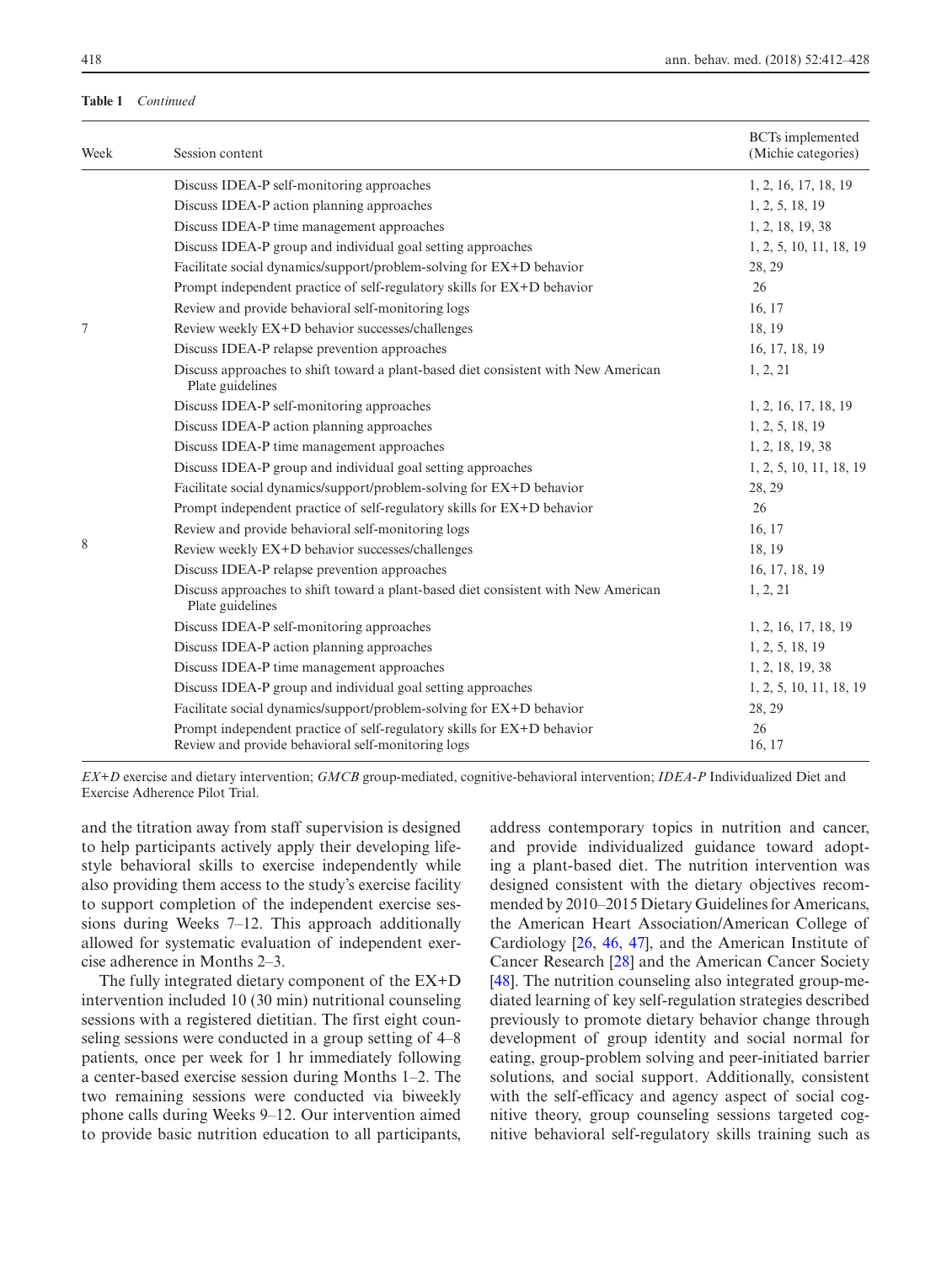**Table 1** *Continued*

| Week | Session content | BCTs implemented (Michie categories) |
|---|---|---|
| | Discuss IDEA-P self-monitoring approaches | 1, 2, 16, 17, 18, 19 |
| | Discuss IDEA-P action planning approaches | 1, 2, 5, 18, 19 |
| | Discuss IDEA-P time management approaches | 1, 2, 18, 19, 38 |
| | Discuss IDEA-P group and individual goal setting approaches | 1, 2, 5, 10, 11, 18, 19 |
| | Facilitate social dynamics/support/problem-solving for EX+D behavior | 28, 29 |
| | Prompt independent practice of self-regulatory skills for EX+D behavior | 26 |
| | Review and provide behavioral self-monitoring logs | 16, 17 |
| 7 | Review weekly EX+D behavior successes/challenges | 18, 19 |
| | Discuss IDEA-P relapse prevention approaches | 16, 17, 18, 19 |
| | Discuss approaches to shift toward a plant-based diet consistent with New American Plate guidelines | 1, 2, 21 |
| | Discuss IDEA-P self-monitoring approaches | 1, 2, 16, 17, 18, 19 |
| | Discuss IDEA-P action planning approaches | 1, 2, 5, 18, 19 |
| | Discuss IDEA-P time management approaches | 1, 2, 18, 19, 38 |
| | Discuss IDEA-P group and individual goal setting approaches | 1, 2, 5, 10, 11, 18, 19 |
| | Facilitate social dynamics/support/problem-solving for EX+D behavior | 28, 29 |
| | Prompt independent practice of self-regulatory skills for EX+D behavior | 26 |
| | Review and provide behavioral self-monitoring logs | 16, 17 |
| 8 | Review weekly EX+D behavior successes/challenges | 18, 19 |
| | Discuss IDEA-P relapse prevention approaches | 16, 17, 18, 19 |
| | Discuss approaches to shift toward a plant-based diet consistent with New American Plate guidelines | 1, 2, 21 |
| | Discuss IDEA-P self-monitoring approaches | 1, 2, 16, 17, 18, 19 |
| | Discuss IDEA-P action planning approaches | 1, 2, 5, 18, 19 |
| | Discuss IDEA-P time management approaches | 1, 2, 18, 19, 38 |
| | Discuss IDEA-P group and individual goal setting approaches | 1, 2, 5, 10, 11, 18, 19 |
| | Facilitate social dynamics/support/problem-solving for EX+D behavior | 28, 29 |
| | Prompt independent practice of self-regulatory skills for EX+D behavior | 26 |
| | Review and provide behavioral self-monitoring logs | 16, 17 |

*EX+D* exercise and dietary intervention; *GMCB* group-mediated, cognitive-behavioral intervention; *IDEA-P* Individualized Diet and Exercise Adherence Pilot Trial.

and the titration away from staff supervision is designed to help participants actively apply their developing lifestyle behavioral skills to exercise independently while also providing them access to the study's exercise facility to support completion of the independent exercise sessions during Weeks 7–12. This approach additionally allowed for systematic evaluation of independent exercise adherence in Months 2–3.

The fully integrated dietary component of the EX+D intervention included 10 (30 min) nutritional counseling sessions with a registered dietitian. The first eight counseling sessions were conducted in a group setting of 4–8 patients, once per week for 1 hr immediately following a center-based exercise session during Months 1–2. The two remaining sessions were conducted via biweekly phone calls during Weeks 9–12. Our intervention aimed to provide basic nutrition education to all participants, address contemporary topics in nutrition and cancer, and provide individualized guidance toward adopting a plant-based diet. The nutrition intervention was designed consistent with the dietary objectives recommended by 2010–2015 Dietary Guidelines for Americans, the American Heart Association/American College of Cardiology [26, 46, 47], and the American Institute of Cancer Research [28] and the American Cancer Society [48]. The nutrition counseling also integrated group-mediated learning of key self-regulation strategies described previously to promote dietary behavior change through development of group identity and social normal for eating, group-problem solving and peer-initiated barrier solutions, and social support. Additionally, consistent with the self-efficacy and agency aspect of social cognitive theory, group counseling sessions targeted cognitive behavioral self-regulatory skills training such as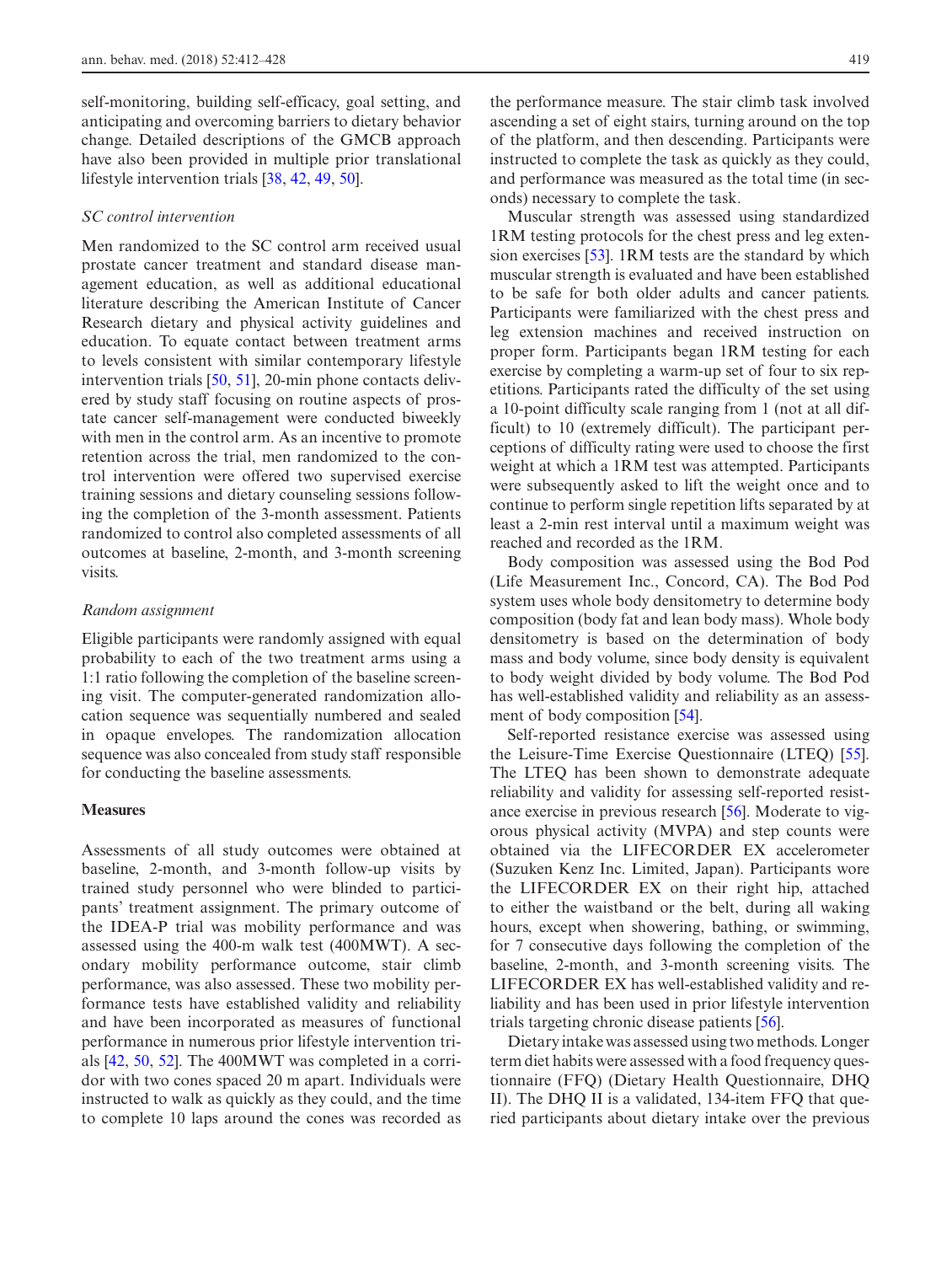self-monitoring, building self-efficacy, goal setting, and anticipating and overcoming barriers to dietary behavior change. Detailed descriptions of the GMCB approach have also been provided in multiple prior translational lifestyle intervention trials [38, 42, 49, 50].

*SC control intervention*

Men randomized to the SC control arm received usual prostate cancer treatment and standard disease management education, as well as additional educational literature describing the American Institute of Cancer Research dietary and physical activity guidelines and education. To equate contact between treatment arms to levels consistent with similar contemporary lifestyle intervention trials [50, 51], 20-min phone contacts delivered by study staff focusing on routine aspects of prostate cancer self-management were conducted biweekly with men in the control arm. As an incentive to promote retention across the trial, men randomized to the control intervention were offered two supervised exercise training sessions and dietary counseling sessions following the completion of the 3-month assessment. Patients randomized to control also completed assessments of all outcomes at baseline, 2-month, and 3-month screening visits.

*Random assignment*

Eligible participants were randomly assigned with equal probability to each of the two treatment arms using a 1:1 ratio following the completion of the baseline screening visit. The computer-generated randomization allocation sequence was sequentially numbered and sealed in opaque envelopes. The randomization allocation sequence was also concealed from study staff responsible for conducting the baseline assessments.

**Measures**

Assessments of all study outcomes were obtained at baseline, 2-month, and 3-month follow-up visits by trained study personnel who were blinded to participants' treatment assignment. The primary outcome of the IDEA-P trial was mobility performance and was assessed using the 400-m walk test (400MWT). A secondary mobility performance outcome, stair climb performance, was also assessed. These two mobility performance tests have established validity and reliability and have been incorporated as measures of functional performance in numerous prior lifestyle intervention trials [42, 50, 52]. The 400MWT was completed in a corridor with two cones spaced 20 m apart. Individuals were instructed to walk as quickly as they could, and the time to complete 10 laps around the cones was recorded as the performance measure. The stair climb task involved ascending a set of eight stairs, turning around on the top of the platform, and then descending. Participants were instructed to complete the task as quickly as they could, and performance was measured as the total time (in seconds) necessary to complete the task.

Muscular strength was assessed using standardized 1RM testing protocols for the chest press and leg extension exercises [53]. 1RM tests are the standard by which muscular strength is evaluated and have been established to be safe for both older adults and cancer patients. Participants were familiarized with the chest press and leg extension machines and received instruction on proper form. Participants began 1RM testing for each exercise by completing a warm-up set of four to six repetitions. Participants rated the difficulty of the set using a 10-point difficulty scale ranging from 1 (not at all difficult) to 10 (extremely difficult). The participant perceptions of difficulty rating were used to choose the first weight at which a 1RM test was attempted. Participants were subsequently asked to lift the weight once and to continue to perform single repetition lifts separated by at least a 2-min rest interval until a maximum weight was reached and recorded as the 1RM.

Body composition was assessed using the Bod Pod (Life Measurement Inc., Concord, CA). The Bod Pod system uses whole body densitometry to determine body composition (body fat and lean body mass). Whole body densitometry is based on the determination of body mass and body volume, since body density is equivalent to body weight divided by body volume. The Bod Pod has well-established validity and reliability as an assessment of body composition [54].

Self-reported resistance exercise was assessed using the Leisure-Time Exercise Questionnaire (LTEQ) [55]. The LTEQ has been shown to demonstrate adequate reliability and validity for assessing self-reported resistance exercise in previous research [56]. Moderate to vigorous physical activity (MVPA) and step counts were obtained via the LIFECORDER EX accelerometer (Suzuken Kenz Inc. Limited, Japan). Participants wore the LIFECORDER EX on their right hip, attached to either the waistband or the belt, during all waking hours, except when showering, bathing, or swimming, for 7 consecutive days following the completion of the baseline, 2-month, and 3-month screening visits. The LIFECORDER EX has well-established validity and reliability and has been used in prior lifestyle intervention trials targeting chronic disease patients [56].

Dietary intake was assessed using two methods. Longer term diet habits were assessed with a food frequency questionnaire (FFQ) (Dietary Health Questionnaire, DHQ II). The DHQ II is a validated, 134-item FFQ that queried participants about dietary intake over the previous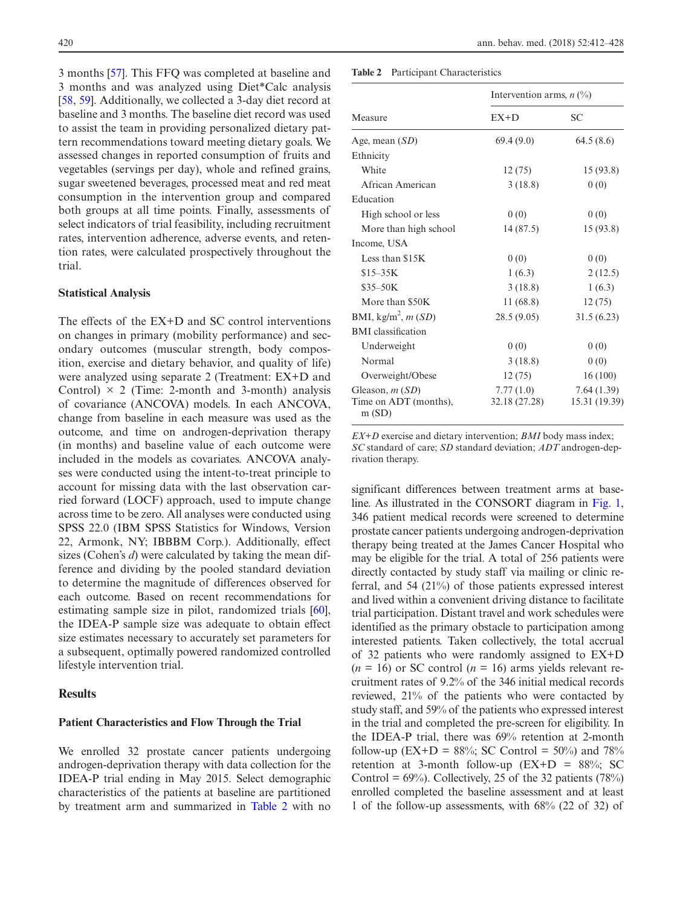3 months [57]. This FFQ was completed at baseline and 3 months and was analyzed using Diet*Calc analysis [58, 59]. Additionally, we collected a 3-day diet record at baseline and 3 months. The baseline diet record was used to assist the team in providing personalized dietary pattern recommendations toward meeting dietary goals. We assessed changes in reported consumption of fruits and vegetables (servings per day), whole and refined grains, sugar sweetened beverages, processed meat and red meat consumption in the intervention group and compared both groups at all time points. Finally, assessments of select indicators of trial feasibility, including recruitment rates, intervention adherence, adverse events, and retention rates, were calculated prospectively throughout the trial.

### Statistical Analysis

The effects of the EX+D and SC control interventions on changes in primary (mobility performance) and secondary outcomes (muscular strength, body composition, exercise and dietary behavior, and quality of life) were analyzed using separate 2 (Treatment: EX+D and Control) × 2 (Time: 2-month and 3-month) analysis of covariance (ANCOVA) models. In each ANCOVA, change from baseline in each measure was used as the outcome, and time on androgen-deprivation therapy (in months) and baseline value of each outcome were included in the models as covariates. ANCOVA analyses were conducted using the intent-to-treat principle to account for missing data with the last observation carried forward (LOCF) approach, used to impute change across time to be zero. All analyses were conducted using SPSS 22.0 (IBM SPSS Statistics for Windows, Version 22, Armonk, NY; IBBBM Corp.). Additionally, effect sizes (Cohen's *d*) were calculated by taking the mean difference and dividing by the pooled standard deviation to determine the magnitude of differences observed for each outcome. Based on recent recommendations for estimating sample size in pilot, randomized trials [60], the IDEA-P sample size was adequate to obtain effect size estimates necessary to accurately set parameters for a subsequent, optimally powered randomized controlled lifestyle intervention trial.

## Results

### Patient Characteristics and Flow Through the Trial

We enrolled 32 prostate cancer patients undergoing androgen-deprivation therapy with data collection for the IDEA-P trial ending in May 2015. Select demographic characteristics of the patients at baseline are partitioned by treatment arm and summarized in Table 2 with no significant differences between treatment arms at baseline. As illustrated in the CONSORT diagram in Fig. 1, 346 patient medical records were screened to determine prostate cancer patients undergoing androgen-deprivation therapy being treated at the James Cancer Hospital who may be eligible for the trial. A total of 256 patients were directly contacted by study staff via mailing or clinic referral, and 54 (21%) of those patients expressed interest and lived within a convenient driving distance to facilitate trial participation. Distant travel and work schedules were identified as the primary obstacle to participation among interested patients. Taken collectively, the total accrual of 32 patients who were randomly assigned to EX+D ($n$ = 16) or SC control ($n$ = 16) arms yields relevant recruitment rates of 9.2% of the 346 initial medical records reviewed, 21% of the patients who were contacted by study staff, and 59% of the patients who expressed interest in the trial and completed the pre-screen for eligibility. In the IDEA-P trial, there was 69% retention at 2-month follow-up (EX+D = 88%; SC Control = 50%) and 78% retention at 3-month follow-up (EX+D = 88%; SC Control = 69%). Collectively, 25 of the 32 patients (78%) enrolled completed the baseline assessment and at least 1 of the follow-up assessments, with 68% (22 of 32) of

**Table 2** Participant Characteristics

| Measure | Intervention arms, *n* (%) | |
|---|---|---|
| | EX+D | SC |
| Age, mean (*SD*) | 69.4 (9.0) | 64.5 (8.6) |
| Ethnicity | | |
| White | 12 (75) | 15 (93.8) |
| African American | 3 (18.8) | 0 (0) |
| Education | | |
| High school or less | 0 (0) | 0 (0) |
| More than high school | 14 (87.5) | 15 (93.8) |
| Income, USA | | |
| Less than $15K | 0 (0) | 0 (0) |
| $15–35K | 1 (6.3) | 2 (12.5) |
| $35–50K | 3 (18.8) | 1 (6.3) |
| More than $50K | 11 (68.8) | 12 (75) |
| BMI, kg/m$^2$, *m* (*SD*) | 28.5 (9.05) | 31.5 (6.23) |
| BMI classification | | |
| Underweight | 0 (0) | 0 (0) |
| Normal | 3 (18.8) | 0 (0) |
| Overweight/Obese | 12 (75) | 16 (100) |
| Gleason, *m* (*SD*) | 7.77 (1.0) | 7.64 (1.39) |
| Time on ADT (months), m (SD) | 32.18 (27.28) | 15.31 (19.39) |

*EX+D* exercise and dietary intervention; *BMI* body mass index; *SC* standard of care; *SD* standard deviation; *ADT* androgen-deprivation therapy.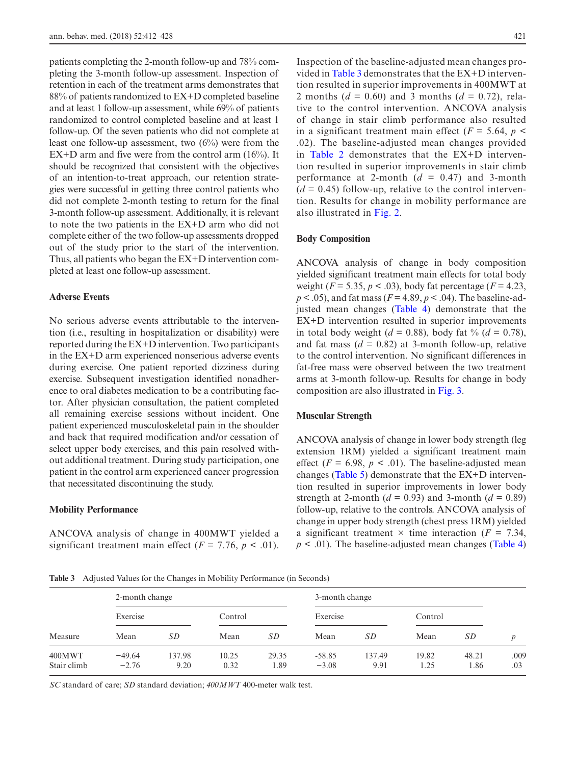patients completing the 2-month follow-up and 78% completing the 3-month follow-up assessment. Inspection of retention in each of the treatment arms demonstrates that 88% of patients randomized to EX+D completed baseline and at least 1 follow-up assessment, while 69% of patients randomized to control completed baseline and at least 1 follow-up. Of the seven patients who did not complete at least one follow-up assessment, two (6%) were from the EX+D arm and five were from the control arm (16%). It should be recognized that consistent with the objectives of an intention-to-treat approach, our retention strategies were successful in getting three control patients who did not complete 2-month testing to return for the final 3-month follow-up assessment. Additionally, it is relevant to note the two patients in the EX+D arm who did not complete either of the two follow-up assessments dropped out of the study prior to the start of the intervention. Thus, all patients who began the EX+D intervention completed at least one follow-up assessment.

### Adverse Events

No serious adverse events attributable to the intervention (i.e., resulting in hospitalization or disability) were reported during the EX+D intervention. Two participants in the EX+D arm experienced nonserious adverse events during exercise. One patient reported dizziness during exercise. Subsequent investigation identified nonadherence to oral diabetes medication to be a contributing factor. After physician consultation, the patient completed all remaining exercise sessions without incident. One patient experienced musculoskeletal pain in the shoulder and back that required modification and/or cessation of select upper body exercises, and this pain resolved without additional treatment. During study participation, one patient in the control arm experienced cancer progression that necessitated discontinuing the study.

### Mobility Performance

ANCOVA analysis of change in 400MWT yielded a significant treatment main effect ($F = 7.76$, $p < .01$). Inspection of the baseline-adjusted mean changes provided in Table 3 demonstrates that the EX+D intervention resulted in superior improvements in 400MWT at 2 months ($d = 0.60$) and 3 months ($d = 0.72$), relative to the control intervention. ANCOVA analysis of change in stair climb performance also resulted in a significant treatment main effect ($F = 5.64$, $p < .02$). The baseline-adjusted mean changes provided in Table 2 demonstrates that the EX+D intervention resulted in superior improvements in stair climb performance at 2-month ($d = 0.47$) and 3-month ($d = 0.45$) follow-up, relative to the control intervention. Results for change in mobility performance are also illustrated in Fig. 2.

### Body Composition

ANCOVA analysis of change in body composition yielded significant treatment main effects for total body weight ($F = 5.35$, $p < .03$), body fat percentage ($F = 4.23$, $p < .05$), and fat mass ($F = 4.89$, $p < .04$). The baseline-adjusted mean changes (Table 4) demonstrate that the EX+D intervention resulted in superior improvements in total body weight ($d = 0.88$), body fat % ($d = 0.78$), and fat mass ($d = 0.82$) at 3-month follow-up, relative to the control intervention. No significant differences in fat-free mass were observed between the two treatment arms at 3-month follow-up. Results for change in body composition are also illustrated in Fig. 3.

### Muscular Strength

ANCOVA analysis of change in lower body strength (leg extension 1RM) yielded a significant treatment main effect ($F = 6.98$, $p < .01$). The baseline-adjusted mean changes (Table 5) demonstrate that the EX+D intervention resulted in superior improvements in lower body strength at 2-month ($d = 0.93$) and 3-month ($d = 0.89$) follow-up, relative to the controls. ANCOVA analysis of change in upper body strength (chest press 1RM) yielded a significant treatment × time interaction ($F = 7.34$, $p < .01$). The baseline-adjusted mean changes (Table 4)

**Table 3** Adjusted Values for the Changes in Mobility Performance (in Seconds)

| | 2-month change | | | | 3-month change | | | | |
|---|---|---|---|---|---|---|---|---|---|
| | Exercise | | Control | | Exercise | | Control | | |
| Measure | Mean | *SD* | Mean | *SD* | Mean | *SD* | Mean | *SD* | *p* |
| 400MWT | −49.64 | 137.98 | 10.25 | 29.35 | −58.85 | 137.49 | 19.82 | 48.21 | .009 |
| Stair climb | −2.76 | 9.20 | 0.32 | 1.89 | −3.08 | 9.91 | 1.25 | 1.86 | .03 |

*SC* standard of care; *SD* standard deviation; *400MWT* 400-meter walk test.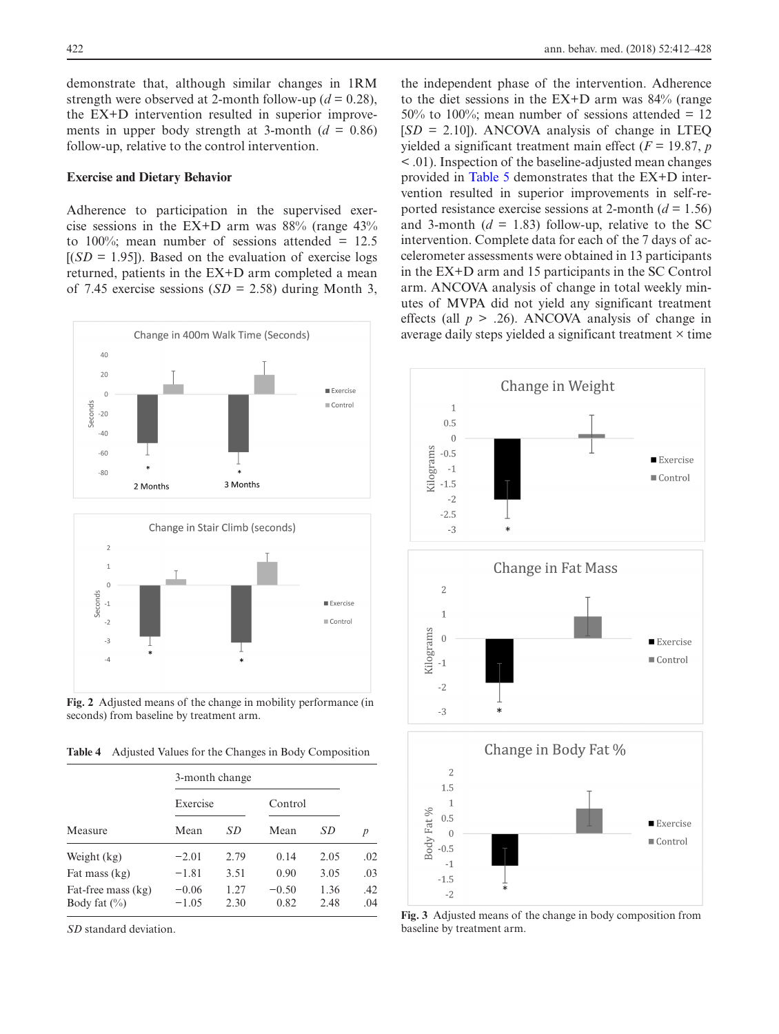demonstrate that, although similar changes in 1RM strength were observed at 2-month follow-up ($d$ = 0.28), the EX+D intervention resulted in superior improvements in upper body strength at 3-month ($d$ = 0.86) follow-up, relative to the control intervention.

### Exercise and Dietary Behavior

Adherence to participation in the supervised exercise sessions in the EX+D arm was 88% (range 43% to 100%; mean number of sessions attended = 12.5 [($SD$ = 1.95]). Based on the evaluation of exercise logs returned, patients in the EX+D arm completed a mean of 7.45 exercise sessions ($SD$ = 2.58) during Month 3, the independent phase of the intervention. Adherence to the diet sessions in the EX+D arm was 84% (range 50% to 100%; mean number of sessions attended = 12 [$SD$ = 2.10]). ANCOVA analysis of change in LTEQ yielded a significant treatment main effect ($F$ = 19.87, $p$ < .01). Inspection of the baseline-adjusted mean changes provided in Table 5 demonstrates that the EX+D intervention resulted in superior improvements in self-reported resistance exercise sessions at 2-month ($d$ = 1.56) and 3-month ($d$ = 1.83) follow-up, relative to the SC intervention. Complete data for each of the 7 days of accelerometer assessments were obtained in 13 participants in the EX+D arm and 15 participants in the SC Control arm. ANCOVA analysis of change in total weekly minutes of MVPA did not yield any significant treatment effects (all $p$ > .26). ANCOVA analysis of change in average daily steps yielded a significant treatment × time

**Fig. 2** Adjusted means of the change in mobility performance (in seconds) from baseline by treatment arm.

**Table 4** Adjusted Values for the Changes in Body Composition

| | 3-month change | | | | |
|---|---|---|---|---|---|
| | Exercise | | Control | | |
| Measure | Mean | $SD$ | Mean | $SD$ | $p$ |
| Weight (kg) | −2.01 | 2.79 | 0.14 | 2.05 | .02 |
| Fat mass (kg) | −1.81 | 3.51 | 0.90 | 3.05 | .03 |
| Fat-free mass (kg) | −0.06 | 1.27 | −0.50 | 1.36 | .42 |
| Body fat (%) | −1.05 | 2.30 | 0.82 | 2.48 | .04 |

$SD$ standard deviation.

**Fig. 3** Adjusted means of the change in body composition from baseline by treatment arm.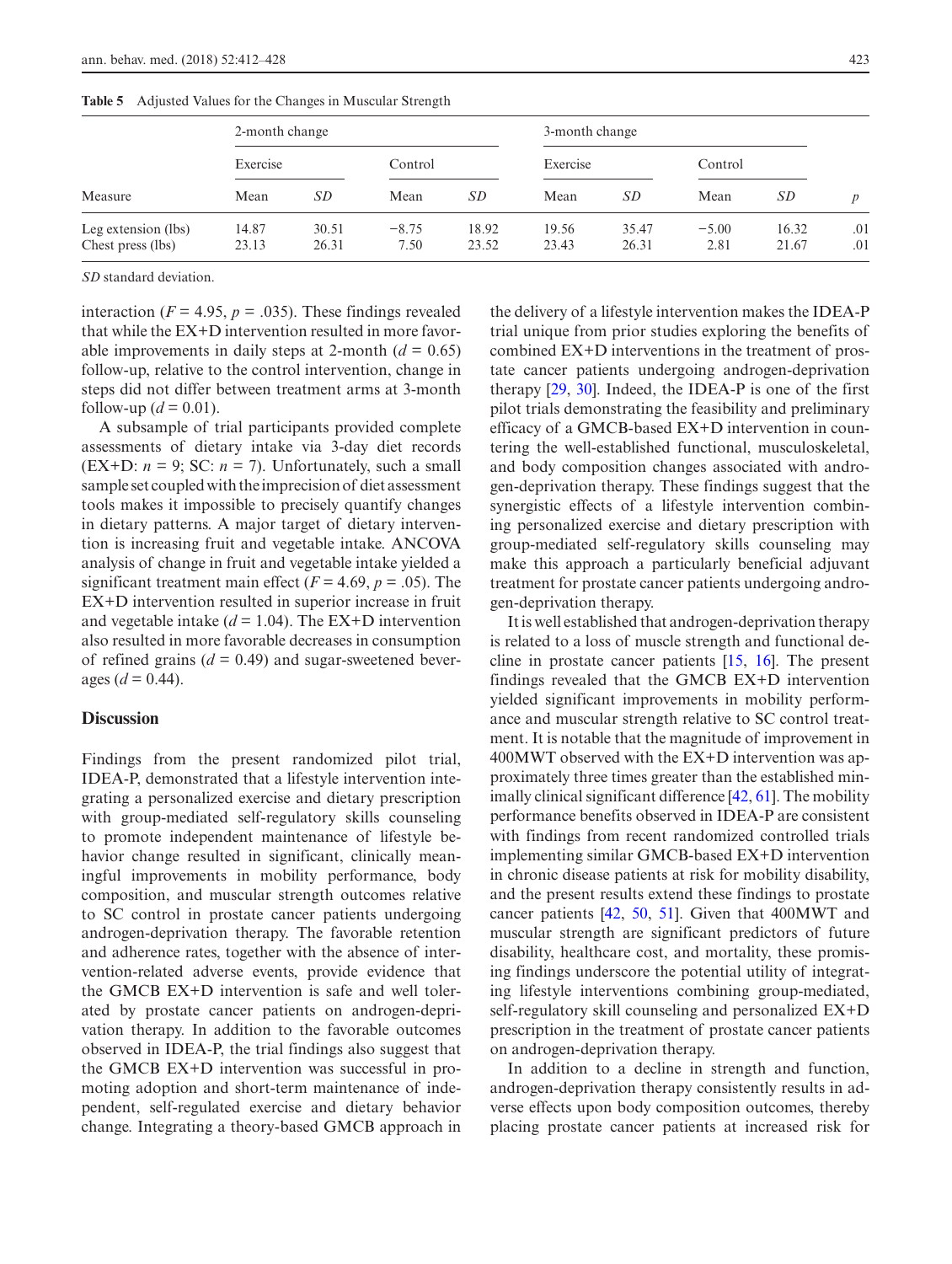**Table 5** Adjusted Values for the Changes in Muscular Strength

| | 2-month change | | | | 3-month change | | | | |
|---|---|---|---|---|---|---|---|---|---|
| | Exercise | | Control | | Exercise | | Control | | |
| Measure | Mean | *SD* | Mean | *SD* | Mean | *SD* | Mean | *SD* | *p* |
| Leg extension (lbs) | 14.87 | 30.51 | −8.75 | 18.92 | 19.56 | 35.47 | −5.00 | 16.32 | .01 |
| Chest press (lbs) | 23.13 | 26.31 | 7.50 | 23.52 | 23.43 | 26.31 | 2.81 | 21.67 | .01 |

*SD* standard deviation.

interaction ($F = 4.95$, $p = .035$). These findings revealed that while the EX+D intervention resulted in more favorable improvements in daily steps at 2-month ($d = 0.65$) follow-up, relative to the control intervention, change in steps did not differ between treatment arms at 3-month follow-up ($d = 0.01$).

A subsample of trial participants provided complete assessments of dietary intake via 3-day diet records (EX+D: $n = 9$; SC: $n = 7$). Unfortunately, such a small sample set coupled with the imprecision of diet assessment tools makes it impossible to precisely quantify changes in dietary patterns. A major target of dietary intervention is increasing fruit and vegetable intake. ANCOVA analysis of change in fruit and vegetable intake yielded a significant treatment main effect ($F = 4.69$, $p = .05$). The EX+D intervention resulted in superior increase in fruit and vegetable intake ($d = 1.04$). The EX+D intervention also resulted in more favorable decreases in consumption of refined grains ($d = 0.49$) and sugar-sweetened beverages ($d = 0.44$).

## Discussion

Findings from the present randomized pilot trial, IDEA-P, demonstrated that a lifestyle intervention integrating a personalized exercise and dietary prescription with group-mediated self-regulatory skills counseling to promote independent maintenance of lifestyle behavior change resulted in significant, clinically meaningful improvements in mobility performance, body composition, and muscular strength outcomes relative to SC control in prostate cancer patients undergoing androgen-deprivation therapy. The favorable retention and adherence rates, together with the absence of intervention-related adverse events, provide evidence that the GMCB EX+D intervention is safe and well tolerated by prostate cancer patients on androgen-deprivation therapy. In addition to the favorable outcomes observed in IDEA-P, the trial findings also suggest that the GMCB EX+D intervention was successful in promoting adoption and short-term maintenance of independent, self-regulated exercise and dietary behavior change. Integrating a theory-based GMCB approach in the delivery of a lifestyle intervention makes the IDEA-P trial unique from prior studies exploring the benefits of combined EX+D interventions in the treatment of prostate cancer patients undergoing androgen-deprivation therapy [29, 30]. Indeed, the IDEA-P is one of the first pilot trials demonstrating the feasibility and preliminary efficacy of a GMCB-based EX+D intervention in countering the well-established functional, musculoskeletal, and body composition changes associated with androgen-deprivation therapy. These findings suggest that the synergistic effects of a lifestyle intervention combining personalized exercise and dietary prescription with group-mediated self-regulatory skills counseling may make this approach a particularly beneficial adjuvant treatment for prostate cancer patients undergoing androgen-deprivation therapy.

It is well established that androgen-deprivation therapy is related to a loss of muscle strength and functional decline in prostate cancer patients [15, 16]. The present findings revealed that the GMCB EX+D intervention yielded significant improvements in mobility performance and muscular strength relative to SC control treatment. It is notable that the magnitude of improvement in 400MWT observed with the EX+D intervention was approximately three times greater than the established minimally clinical significant difference [42, 61]. The mobility performance benefits observed in IDEA-P are consistent with findings from recent randomized controlled trials implementing similar GMCB-based EX+D intervention in chronic disease patients at risk for mobility disability, and the present results extend these findings to prostate cancer patients [42, 50, 51]. Given that 400MWT and muscular strength are significant predictors of future disability, healthcare cost, and mortality, these promising findings underscore the potential utility of integrating lifestyle interventions combining group-mediated, self-regulatory skill counseling and personalized EX+D prescription in the treatment of prostate cancer patients on androgen-deprivation therapy.

In addition to a decline in strength and function, androgen-deprivation therapy consistently results in adverse effects upon body composition outcomes, thereby placing prostate cancer patients at increased risk for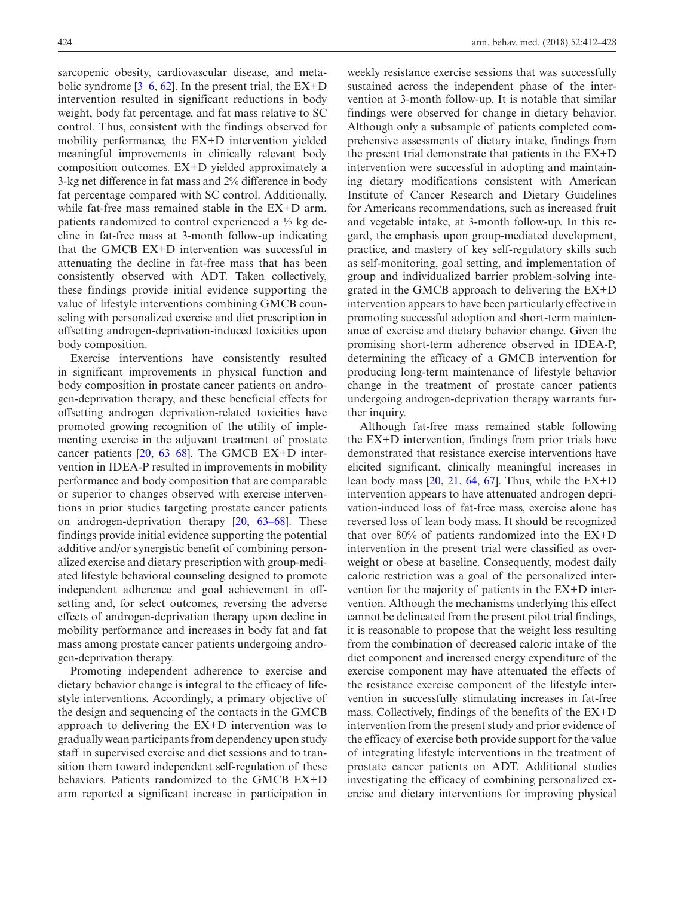sarcopenic obesity, cardiovascular disease, and metabolic syndrome [3–6, 62]. In the present trial, the EX+D intervention resulted in significant reductions in body weight, body fat percentage, and fat mass relative to SC control. Thus, consistent with the findings observed for mobility performance, the EX+D intervention yielded meaningful improvements in clinically relevant body composition outcomes. EX+D yielded approximately a 3-kg net difference in fat mass and 2% difference in body fat percentage compared with SC control. Additionally, while fat-free mass remained stable in the EX+D arm, patients randomized to control experienced a ½ kg decline in fat-free mass at 3-month follow-up indicating that the GMCB EX+D intervention was successful in attenuating the decline in fat-free mass that has been consistently observed with ADT. Taken collectively, these findings provide initial evidence supporting the value of lifestyle interventions combining GMCB counseling with personalized exercise and diet prescription in offsetting androgen-deprivation-induced toxicities upon body composition.

Exercise interventions have consistently resulted in significant improvements in physical function and body composition in prostate cancer patients on androgen-deprivation therapy, and these beneficial effects for offsetting androgen deprivation-related toxicities have promoted growing recognition of the utility of implementing exercise in the adjuvant treatment of prostate cancer patients [20, 63–68]. The GMCB EX+D intervention in IDEA-P resulted in improvements in mobility performance and body composition that are comparable or superior to changes observed with exercise interventions in prior studies targeting prostate cancer patients on androgen-deprivation therapy [20, 63–68]. These findings provide initial evidence supporting the potential additive and/or synergistic benefit of combining personalized exercise and dietary prescription with group-mediated lifestyle behavioral counseling designed to promote independent adherence and goal achievement in offsetting and, for select outcomes, reversing the adverse effects of androgen-deprivation therapy upon decline in mobility performance and increases in body fat and fat mass among prostate cancer patients undergoing androgen-deprivation therapy.

Promoting independent adherence to exercise and dietary behavior change is integral to the efficacy of lifestyle interventions. Accordingly, a primary objective of the design and sequencing of the contacts in the GMCB approach to delivering the EX+D intervention was to gradually wean participants from dependency upon study staff in supervised exercise and diet sessions and to transition them toward independent self-regulation of these behaviors. Patients randomized to the GMCB EX+D arm reported a significant increase in participation in weekly resistance exercise sessions that was successfully sustained across the independent phase of the intervention at 3-month follow-up. It is notable that similar findings were observed for change in dietary behavior. Although only a subsample of patients completed comprehensive assessments of dietary intake, findings from the present trial demonstrate that patients in the EX+D intervention were successful in adopting and maintaining dietary modifications consistent with American Institute of Cancer Research and Dietary Guidelines for Americans recommendations, such as increased fruit and vegetable intake, at 3-month follow-up. In this regard, the emphasis upon group-mediated development, practice, and mastery of key self-regulatory skills such as self-monitoring, goal setting, and implementation of group and individualized barrier problem-solving integrated in the GMCB approach to delivering the EX+D intervention appears to have been particularly effective in promoting successful adoption and short-term maintenance of exercise and dietary behavior change. Given the promising short-term adherence observed in IDEA-P, determining the efficacy of a GMCB intervention for producing long-term maintenance of lifestyle behavior change in the treatment of prostate cancer patients undergoing androgen-deprivation therapy warrants further inquiry.

Although fat-free mass remained stable following the EX+D intervention, findings from prior trials have demonstrated that resistance exercise interventions have elicited significant, clinically meaningful increases in lean body mass [20, 21, 64, 67]. Thus, while the EX+D intervention appears to have attenuated androgen deprivation-induced loss of fat-free mass, exercise alone has reversed loss of lean body mass. It should be recognized that over 80% of patients randomized into the EX+D intervention in the present trial were classified as overweight or obese at baseline. Consequently, modest daily caloric restriction was a goal of the personalized intervention for the majority of patients in the EX+D intervention. Although the mechanisms underlying this effect cannot be delineated from the present pilot trial findings, it is reasonable to propose that the weight loss resulting from the combination of decreased caloric intake of the diet component and increased energy expenditure of the exercise component may have attenuated the effects of the resistance exercise component of the lifestyle intervention in successfully stimulating increases in fat-free mass. Collectively, findings of the benefits of the EX+D intervention from the present study and prior evidence of the efficacy of exercise both provide support for the value of integrating lifestyle interventions in the treatment of prostate cancer patients on ADT. Additional studies investigating the efficacy of combining personalized exercise and dietary interventions for improving physical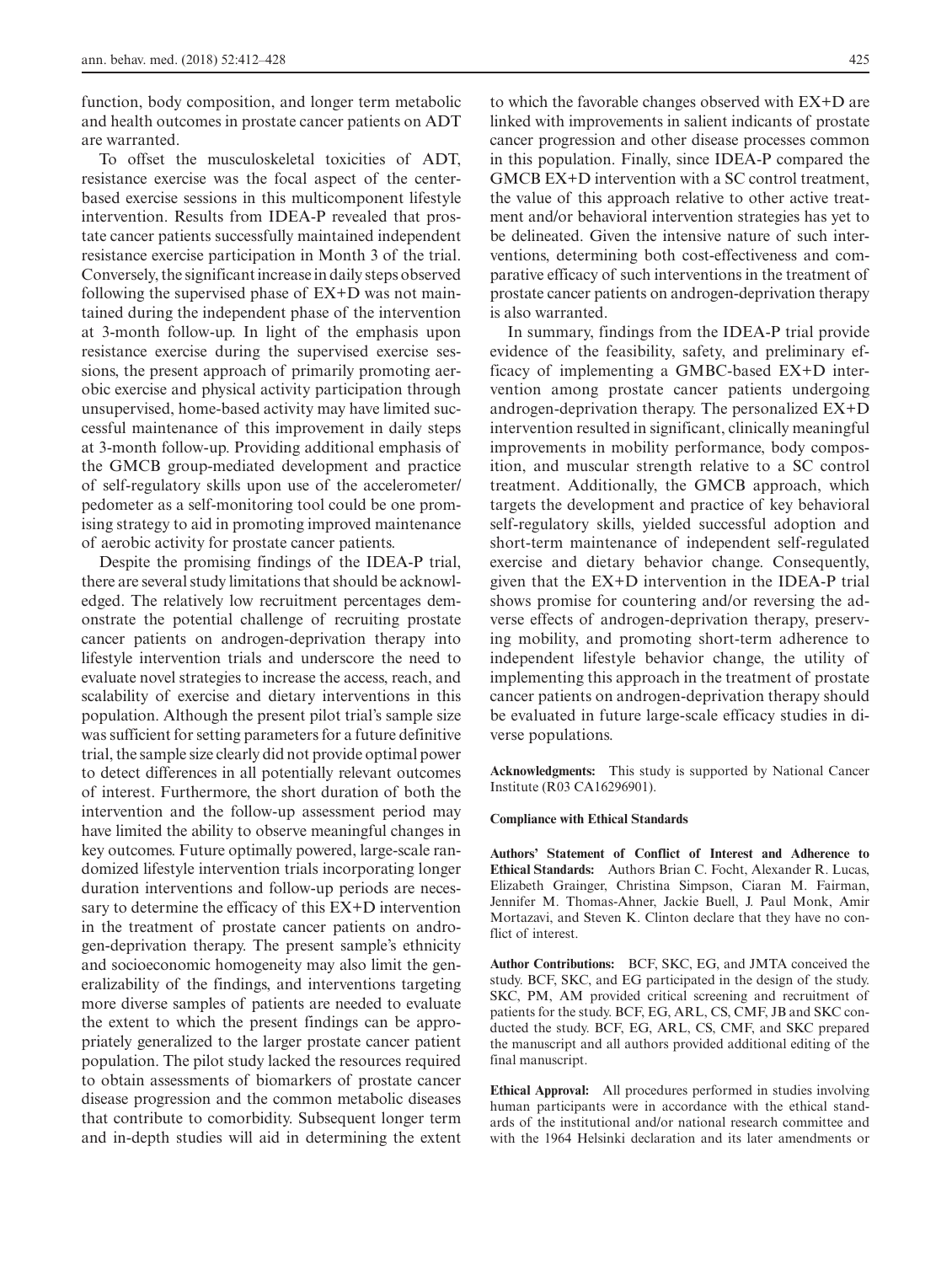function, body composition, and longer term metabolic and health outcomes in prostate cancer patients on ADT are warranted.

To offset the musculoskeletal toxicities of ADT, resistance exercise was the focal aspect of the center-based exercise sessions in this multicomponent lifestyle intervention. Results from IDEA-P revealed that prostate cancer patients successfully maintained independent resistance exercise participation in Month 3 of the trial. Conversely, the significant increase in daily steps observed following the supervised phase of EX+D was not maintained during the independent phase of the intervention at 3-month follow-up. In light of the emphasis upon resistance exercise during the supervised exercise sessions, the present approach of primarily promoting aerobic exercise and physical activity participation through unsupervised, home-based activity may have limited successful maintenance of this improvement in daily steps at 3-month follow-up. Providing additional emphasis of the GMCB group-mediated development and practice of self-regulatory skills upon use of the accelerometer/pedometer as a self-monitoring tool could be one promising strategy to aid in promoting improved maintenance of aerobic activity for prostate cancer patients.

Despite the promising findings of the IDEA-P trial, there are several study limitations that should be acknowledged. The relatively low recruitment percentages demonstrate the potential challenge of recruiting prostate cancer patients on androgen-deprivation therapy into lifestyle intervention trials and underscore the need to evaluate novel strategies to increase the access, reach, and scalability of exercise and dietary interventions in this population. Although the present pilot trial's sample size was sufficient for setting parameters for a future definitive trial, the sample size clearly did not provide optimal power to detect differences in all potentially relevant outcomes of interest. Furthermore, the short duration of both the intervention and the follow-up assessment period may have limited the ability to observe meaningful changes in key outcomes. Future optimally powered, large-scale randomized lifestyle intervention trials incorporating longer duration interventions and follow-up periods are necessary to determine the efficacy of this EX+D intervention in the treatment of prostate cancer patients on androgen-deprivation therapy. The present sample's ethnicity and socioeconomic homogeneity may also limit the generalizability of the findings, and interventions targeting more diverse samples of patients are needed to evaluate the extent to which the present findings can be appropriately generalized to the larger prostate cancer patient population. The pilot study lacked the resources required to obtain assessments of biomarkers of prostate cancer disease progression and the common metabolic diseases that contribute to comorbidity. Subsequent longer term and in-depth studies will aid in determining the extent to which the favorable changes observed with EX+D are linked with improvements in salient indicants of prostate cancer progression and other disease processes common in this population. Finally, since IDEA-P compared the GMCB EX+D intervention with a SC control treatment, the value of this approach relative to other active treatment and/or behavioral intervention strategies has yet to be delineated. Given the intensive nature of such interventions, determining both cost-effectiveness and comparative efficacy of such interventions in the treatment of prostate cancer patients on androgen-deprivation therapy is also warranted.

In summary, findings from the IDEA-P trial provide evidence of the feasibility, safety, and preliminary efficacy of implementing a GMBC-based EX+D intervention among prostate cancer patients undergoing androgen-deprivation therapy. The personalized EX+D intervention resulted in significant, clinically meaningful improvements in mobility performance, body composition, and muscular strength relative to a SC control treatment. Additionally, the GMCB approach, which targets the development and practice of key behavioral self-regulatory skills, yielded successful adoption and short-term maintenance of independent self-regulated exercise and dietary behavior change. Consequently, given that the EX+D intervention in the IDEA-P trial shows promise for countering and/or reversing the adverse effects of androgen-deprivation therapy, preserving mobility, and promoting short-term adherence to independent lifestyle behavior change, the utility of implementing this approach in the treatment of prostate cancer patients on androgen-deprivation therapy should be evaluated in future large-scale efficacy studies in diverse populations.

**Acknowledgments:** This study is supported by National Cancer Institute (R03 CA16296901).

**Compliance with Ethical Standards**

**Authors' Statement of Conflict of Interest and Adherence to Ethical Standards:** Authors Brian C. Focht, Alexander R. Lucas, Elizabeth Grainger, Christina Simpson, Ciaran M. Fairman, Jennifer M. Thomas-Ahner, Jackie Buell, J. Paul Monk, Amir Mortazavi, and Steven K. Clinton declare that they have no conflict of interest.

**Author Contributions:** BCF, SKC, EG, and JMTA conceived the study. BCF, SKC, and EG participated in the design of the study. SKC, PM, AM provided critical screening and recruitment of patients for the study. BCF, EG, ARL, CS, CMF, JB and SKC conducted the study. BCF, EG, ARL, CS, CMF, and SKC prepared the manuscript and all authors provided additional editing of the final manuscript.

**Ethical Approval:** All procedures performed in studies involving human participants were in accordance with the ethical standards of the institutional and/or national research committee and with the 1964 Helsinki declaration and its later amendments or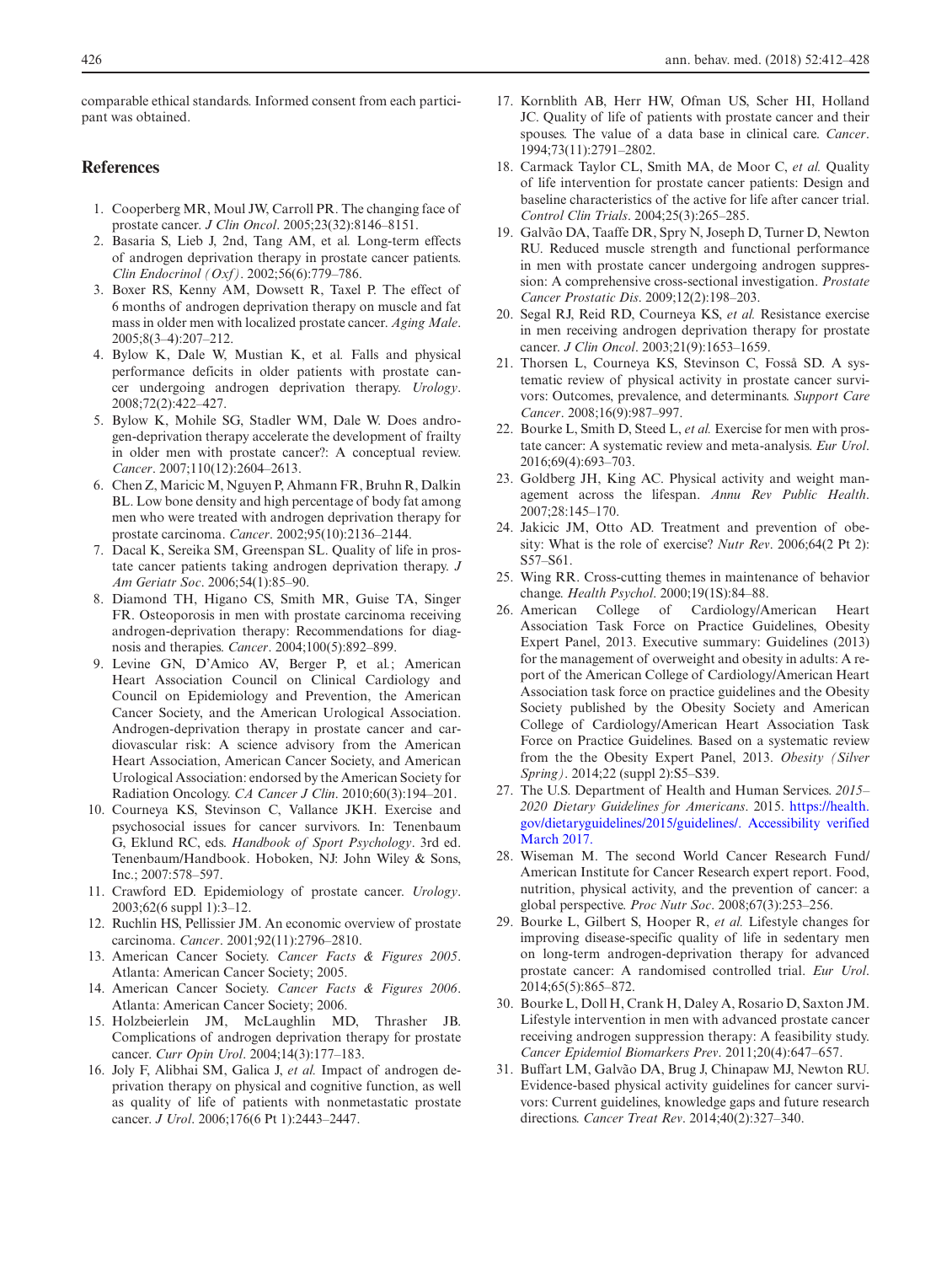comparable ethical standards. Informed consent from each participant was obtained.

## References

1. Cooperberg MR, Moul JW, Carroll PR. The changing face of prostate cancer. *J Clin Oncol*. 2005;23(32):8146–8151.
2. Basaria S, Lieb J, 2nd, Tang AM, et al. Long-term effects of androgen deprivation therapy in prostate cancer patients. *Clin Endocrinol (Oxf)*. 2002;56(6):779–786.
3. Boxer RS, Kenny AM, Dowsett R, Taxel P. The effect of 6 months of androgen deprivation therapy on muscle and fat mass in older men with localized prostate cancer. *Aging Male*. 2005;8(3–4):207–212.
4. Bylow K, Dale W, Mustian K, et al. Falls and physical performance deficits in older patients with prostate cancer undergoing androgen deprivation therapy. *Urology*. 2008;72(2):422–427.
5. Bylow K, Mohile SG, Stadler WM, Dale W. Does androgen-deprivation therapy accelerate the development of frailty in older men with prostate cancer?: A conceptual review. *Cancer*. 2007;110(12):2604–2613.
6. Chen Z, Maricic M, Nguyen P, Ahmann FR, Bruhn R, Dalkin BL. Low bone density and high percentage of body fat among men who were treated with androgen deprivation therapy for prostate carcinoma. *Cancer*. 2002;95(10):2136–2144.
7. Dacal K, Sereika SM, Greenspan SL. Quality of life in prostate cancer patients taking androgen deprivation therapy. *J Am Geriatr Soc*. 2006;54(1):85–90.
8. Diamond TH, Higano CS, Smith MR, Guise TA, Singer FR. Osteoporosis in men with prostate carcinoma receiving androgen-deprivation therapy: Recommendations for diagnosis and therapies. *Cancer*. 2004;100(5):892–899.
9. Levine GN, D'Amico AV, Berger P, et al.; American Heart Association Council on Clinical Cardiology and Council on Epidemiology and Prevention, the American Cancer Society, and the American Urological Association. Androgen-deprivation therapy in prostate cancer and cardiovascular risk: A science advisory from the American Heart Association, American Cancer Society, and American Urological Association: endorsed by the American Society for Radiation Oncology. *CA Cancer J Clin*. 2010;60(3):194–201.
10. Courneya KS, Stevinson C, Vallance JKH. Exercise and psychosocial issues for cancer survivors. In: Tenenbaum G, Eklund RC, eds. *Handbook of Sport Psychology*. 3rd ed. Tenenbaum/Handbook. Hoboken, NJ: John Wiley & Sons, Inc.; 2007:578–597.
11. Crawford ED. Epidemiology of prostate cancer. *Urology*. 2003;62(6 suppl 1):3–12.
12. Ruchlin HS, Pellissier JM. An economic overview of prostate carcinoma. *Cancer*. 2001;92(11):2796–2810.
13. American Cancer Society. *Cancer Facts & Figures 2005*. Atlanta: American Cancer Society; 2005.
14. American Cancer Society. *Cancer Facts & Figures 2006*. Atlanta: American Cancer Society; 2006.
15. Holzbeierlein JM, McLaughlin MD, Thrasher JB. Complications of androgen deprivation therapy for prostate cancer. *Curr Opin Urol*. 2004;14(3):177–183.
16. Joly F, Alibhai SM, Galica J, et al. Impact of androgen deprivation therapy on physical and cognitive function, as well as quality of life of patients with nonmetastatic prostate cancer. *J Urol*. 2006;176(6 Pt 1):2443–2447.
17. Kornblith AB, Herr HW, Ofman US, Scher HI, Holland JC. Quality of life of patients with prostate cancer and their spouses. The value of a data base in clinical care. *Cancer*. 1994;73(11):2791–2802.
18. Carmack Taylor CL, Smith MA, de Moor C, et al. Quality of life intervention for prostate cancer patients: Design and baseline characteristics of the active for life after cancer trial. *Control Clin Trials*. 2004;25(3):265–285.
19. Galvão DA, Taaffe DR, Spry N, Joseph D, Turner D, Newton RU. Reduced muscle strength and functional performance in men with prostate cancer undergoing androgen suppression: A comprehensive cross-sectional investigation. *Prostate Cancer Prostatic Dis*. 2009;12(2):198–203.
20. Segal RJ, Reid RD, Courneya KS, et al. Resistance exercise in men receiving androgen deprivation therapy for prostate cancer. *J Clin Oncol*. 2003;21(9):1653–1659.
21. Thorsen L, Courneya KS, Stevinson C, Fosså SD. A systematic review of physical activity in prostate cancer survivors: Outcomes, prevalence, and determinants. *Support Care Cancer*. 2008;16(9):987–997.
22. Bourke L, Smith D, Steed L, et al. Exercise for men with prostate cancer: A systematic review and meta-analysis. *Eur Urol*. 2016;69(4):693–703.
23. Goldberg JH, King AC. Physical activity and weight management across the lifespan. *Annu Rev Public Health*. 2007;28:145–170.
24. Jakicic JM, Otto AD. Treatment and prevention of obesity: What is the role of exercise? *Nutr Rev*. 2006;64(2 Pt 2):S57–S61.
25. Wing RR. Cross-cutting themes in maintenance of behavior change. *Health Psychol*. 2000;19(1S):84–88.
26. American College of Cardiology/American Heart Association Task Force on Practice Guidelines, Obesity Expert Panel, 2013. Executive summary: Guidelines (2013) for the management of overweight and obesity in adults: A report of the American College of Cardiology/American Heart Association task force on practice guidelines and the Obesity Society published by the Obesity Society and American College of Cardiology/American Heart Association Task Force on Practice Guidelines. Based on a systematic review from the the Obesity Expert Panel, 2013. *Obesity (Silver Spring)*. 2014;22 (suppl 2):S5–S39.
27. The U.S. Department of Health and Human Services. *2015–2020 Dietary Guidelines for Americans*. 2015. https://health.gov/dietaryguidelines/2015/guidelines/. Accessibility verified March 2017.
28. Wiseman M. The second World Cancer Research Fund/American Institute for Cancer Research expert report. Food, nutrition, physical activity, and the prevention of cancer: a global perspective. *Proc Nutr Soc*. 2008;67(3):253–256.
29. Bourke L, Gilbert S, Hooper R, et al. Lifestyle changes for improving disease-specific quality of life in sedentary men on long-term androgen-deprivation therapy for advanced prostate cancer: A randomised controlled trial. *Eur Urol*. 2014;65(5):865–872.
30. Bourke L, Doll H, Crank H, Daley A, Rosario D, Saxton JM. Lifestyle intervention in men with advanced prostate cancer receiving androgen suppression therapy: A feasibility study. *Cancer Epidemiol Biomarkers Prev*. 2011;20(4):647–657.
31. Buffart LM, Galvão DA, Brug J, Chinapaw MJ, Newton RU. Evidence-based physical activity guidelines for cancer survivors: Current guidelines, knowledge gaps and future research directions. *Cancer Treat Rev*. 2014;40(2):327–340.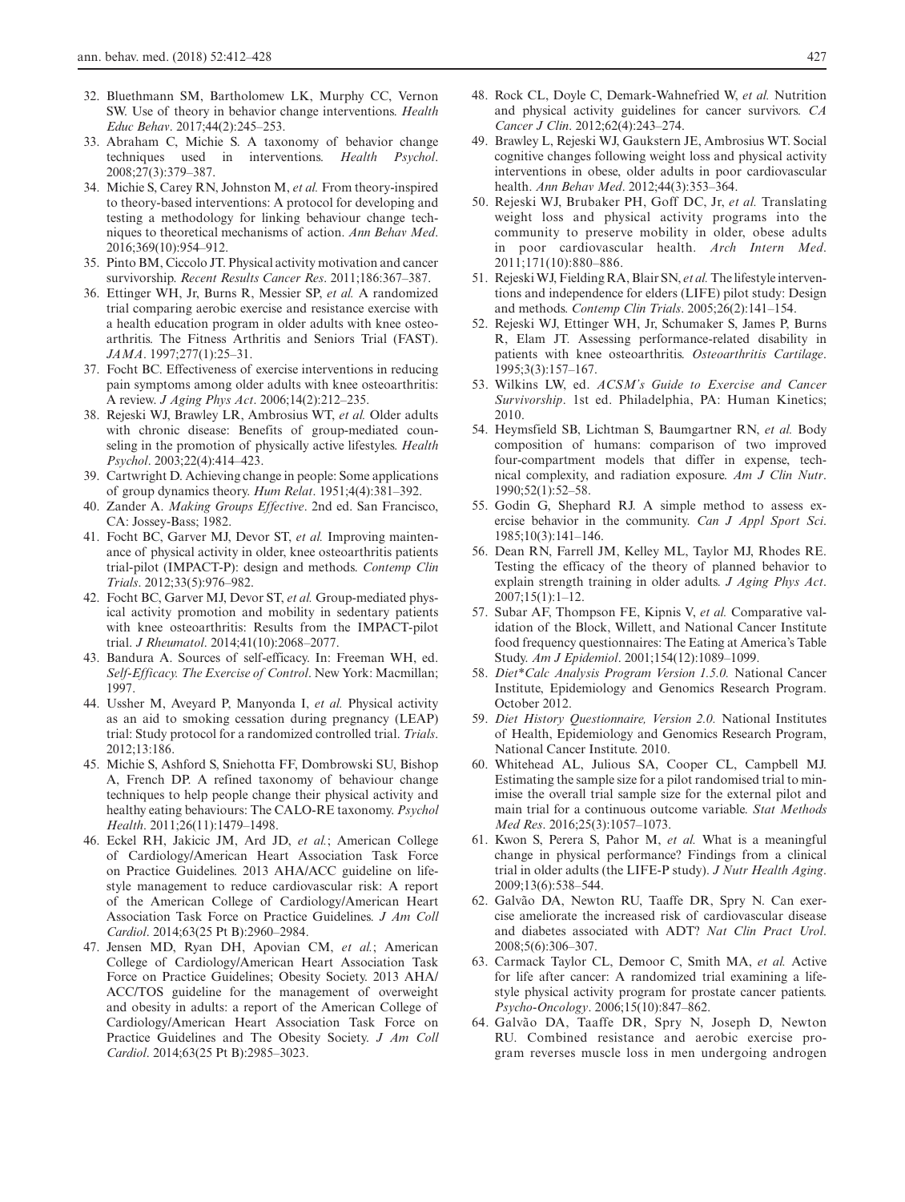32. Bluethmann SM, Bartholomew LK, Murphy CC, Vernon SW. Use of theory in behavior change interventions. *Health Educ Behav*. 2017;44(2):245–253.
33. Abraham C, Michie S. A taxonomy of behavior change techniques used in interventions. *Health Psychol*. 2008;27(3):379–387.
34. Michie S, Carey RN, Johnston M, *et al.* From theory-inspired to theory-based interventions: A protocol for developing and testing a methodology for linking behaviour change techniques to theoretical mechanisms of action. *Ann Behav Med*. 2016;369(10):954–912.
35. Pinto BM, Ciccolo JT. Physical activity motivation and cancer survivorship. *Recent Results Cancer Res*. 2011;186:367–387.
36. Ettinger WH, Jr, Burns R, Messier SP, *et al.* A randomized trial comparing aerobic exercise and resistance exercise with a health education program in older adults with knee osteoarthritis. The Fitness Arthritis and Seniors Trial (FAST). *JAMA*. 1997;277(1):25–31.
37. Focht BC. Effectiveness of exercise interventions in reducing pain symptoms among older adults with knee osteoarthritis: A review. *J Aging Phys Act*. 2006;14(2):212–235.
38. Rejeski WJ, Brawley LR, Ambrosius WT, *et al.* Older adults with chronic disease: Benefits of group-mediated counseling in the promotion of physically active lifestyles. *Health Psychol*. 2003;22(4):414–423.
39. Cartwright D. Achieving change in people: Some applications of group dynamics theory. *Hum Relat*. 1951;4(4):381–392.
40. Zander A. *Making Groups Effective*. 2nd ed. San Francisco, CA: Jossey-Bass; 1982.
41. Focht BC, Garver MJ, Devor ST, *et al.* Improving maintenance of physical activity in older, knee osteoarthritis patients trial-pilot (IMPACT-P): design and methods. *Contemp Clin Trials*. 2012;33(5):976–982.
42. Focht BC, Garver MJ, Devor ST, *et al.* Group-mediated physical activity promotion and mobility in sedentary patients with knee osteoarthritis: Results from the IMPACT-pilot trial. *J Rheumatol*. 2014;41(10):2068–2077.
43. Bandura A. Sources of self-efficacy. In: Freeman WH, ed. *Self-Efficacy. The Exercise of Control*. New York: Macmillan; 1997.
44. Ussher M, Aveyard P, Manyonda I, *et al.* Physical activity as an aid to smoking cessation during pregnancy (LEAP) trial: Study protocol for a randomized controlled trial. *Trials*. 2012;13:186.
45. Michie S, Ashford S, Sniehotta FF, Dombrowski SU, Bishop A, French DP. A refined taxonomy of behaviour change techniques to help people change their physical activity and healthy eating behaviours: The CALO-RE taxonomy. *Psychol Health*. 2011;26(11):1479–1498.
46. Eckel RH, Jakicic JM, Ard JD, *et al.*; American College of Cardiology/American Heart Association Task Force on Practice Guidelines. 2013 AHA/ACC guideline on lifestyle management to reduce cardiovascular risk: A report of the American College of Cardiology/American Heart Association Task Force on Practice Guidelines. *J Am Coll Cardiol*. 2014;63(25 Pt B):2960–2984.
47. Jensen MD, Ryan DH, Apovian CM, *et al.*; American College of Cardiology/American Heart Association Task Force on Practice Guidelines; Obesity Society. 2013 AHA/ACC/TOS guideline for the management of overweight and obesity in adults: a report of the American College of Cardiology/American Heart Association Task Force on Practice Guidelines and The Obesity Society. *J Am Coll Cardiol*. 2014;63(25 Pt B):2985–3023.
48. Rock CL, Doyle C, Demark-Wahnefried W, *et al.* Nutrition and physical activity guidelines for cancer survivors. *CA Cancer J Clin*. 2012;62(4):243–274.
49. Brawley L, Rejeski WJ, Gaukstern JE, Ambrosius WT. Social cognitive changes following weight loss and physical activity interventions in obese, older adults in poor cardiovascular health. *Ann Behav Med*. 2012;44(3):353–364.
50. Rejeski WJ, Brubaker PH, Goff DC, Jr, *et al.* Translating weight loss and physical activity programs into the community to preserve mobility in older, obese adults in poor cardiovascular health. *Arch Intern Med*. 2011;171(10):880–886.
51. Rejeski WJ, Fielding RA, Blair SN, *et al.* The lifestyle interventions and independence for elders (LIFE) pilot study: Design and methods. *Contemp Clin Trials*. 2005;26(2):141–154.
52. Rejeski WJ, Ettinger WH, Jr, Schumaker S, James P, Burns R, Elam JT. Assessing performance-related disability in patients with knee osteoarthritis. *Osteoarthritis Cartilage*. 1995;3(3):157–167.
53. Wilkins LW, ed. *ACSM's Guide to Exercise and Cancer Survivorship*. 1st ed. Philadelphia, PA: Human Kinetics; 2010.
54. Heymsfield SB, Lichtman S, Baumgartner RN, *et al.* Body composition of humans: comparison of two improved four-compartment models that differ in expense, technical complexity, and radiation exposure. *Am J Clin Nutr*. 1990;52(1):52–58.
55. Godin G, Shephard RJ. A simple method to assess exercise behavior in the community. *Can J Appl Sport Sci*. 1985;10(3):141–146.
56. Dean RN, Farrell JM, Kelley ML, Taylor MJ, Rhodes RE. Testing the efficacy of the theory of planned behavior to explain strength training in older adults. *J Aging Phys Act*. 2007;15(1):1–12.
57. Subar AF, Thompson FE, Kipnis V, *et al.* Comparative validation of the Block, Willett, and National Cancer Institute food frequency questionnaires: The Eating at America's Table Study. *Am J Epidemiol*. 2001;154(12):1089–1099.
58. *Diet*Calc Analysis Program Version 1.5.0.* National Cancer Institute, Epidemiology and Genomics Research Program. October 2012.
59. *Diet History Questionnaire, Version 2.0.* National Institutes of Health, Epidemiology and Genomics Research Program, National Cancer Institute. 2010.
60. Whitehead AL, Julious SA, Cooper CL, Campbell MJ. Estimating the sample size for a pilot randomised trial to minimise the overall trial sample size for the external pilot and main trial for a continuous outcome variable. *Stat Methods Med Res*. 2016;25(3):1057–1073.
61. Kwon S, Perera S, Pahor M, *et al.* What is a meaningful change in physical performance? Findings from a clinical trial in older adults (the LIFE-P study). *J Nutr Health Aging*. 2009;13(6):538–544.
62. Galvão DA, Newton RU, Taaffe DR, Spry N. Can exercise ameliorate the increased risk of cardiovascular disease and diabetes associated with ADT? *Nat Clin Pract Urol*. 2008;5(6):306–307.
63. Carmack Taylor CL, Demoor C, Smith MA, *et al.* Active for life after cancer: A randomized trial examining a lifestyle physical activity program for prostate cancer patients. *Psycho-Oncology*. 2006;15(10):847–862.
64. Galvão DA, Taaffe DR, Spry N, Joseph D, Newton RU. Combined resistance and aerobic exercise program reverses muscle loss in men undergoing androgen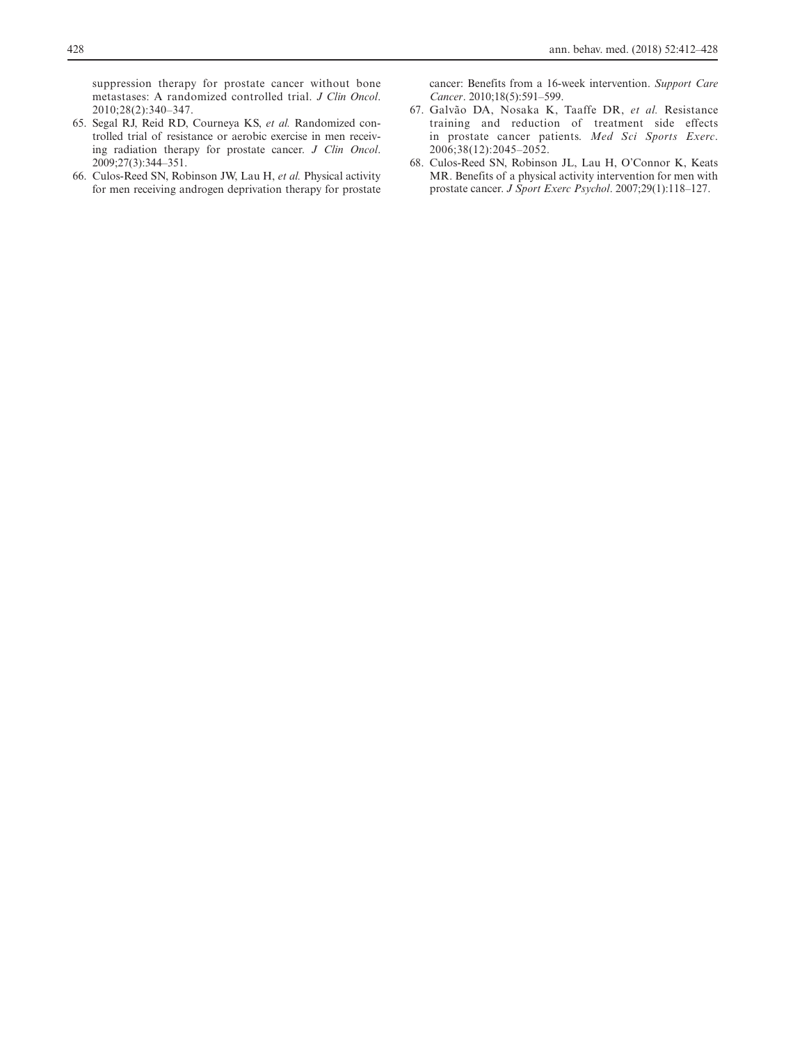suppression therapy for prostate cancer without bone metastases: A randomized controlled trial. *J Clin Oncol*. 2010;28(2):340–347.

65. Segal RJ, Reid RD, Courneya KS, *et al.* Randomized controlled trial of resistance or aerobic exercise in men receiving radiation therapy for prostate cancer. *J Clin Oncol*. 2009;27(3):344–351.
66. Culos-Reed SN, Robinson JW, Lau H, *et al.* Physical activity for men receiving androgen deprivation therapy for prostate cancer: Benefits from a 16-week intervention. *Support Care Cancer*. 2010;18(5):591–599.
67. Galvão DA, Nosaka K, Taaffe DR, *et al.* Resistance training and reduction of treatment side effects in prostate cancer patients. *Med Sci Sports Exerc*. 2006;38(12):2045–2052.
68. Culos-Reed SN, Robinson JL, Lau H, O'Connor K, Keats MR. Benefits of a physical activity intervention for men with prostate cancer. *J Sport Exerc Psychol*. 2007;29(1):118–127.